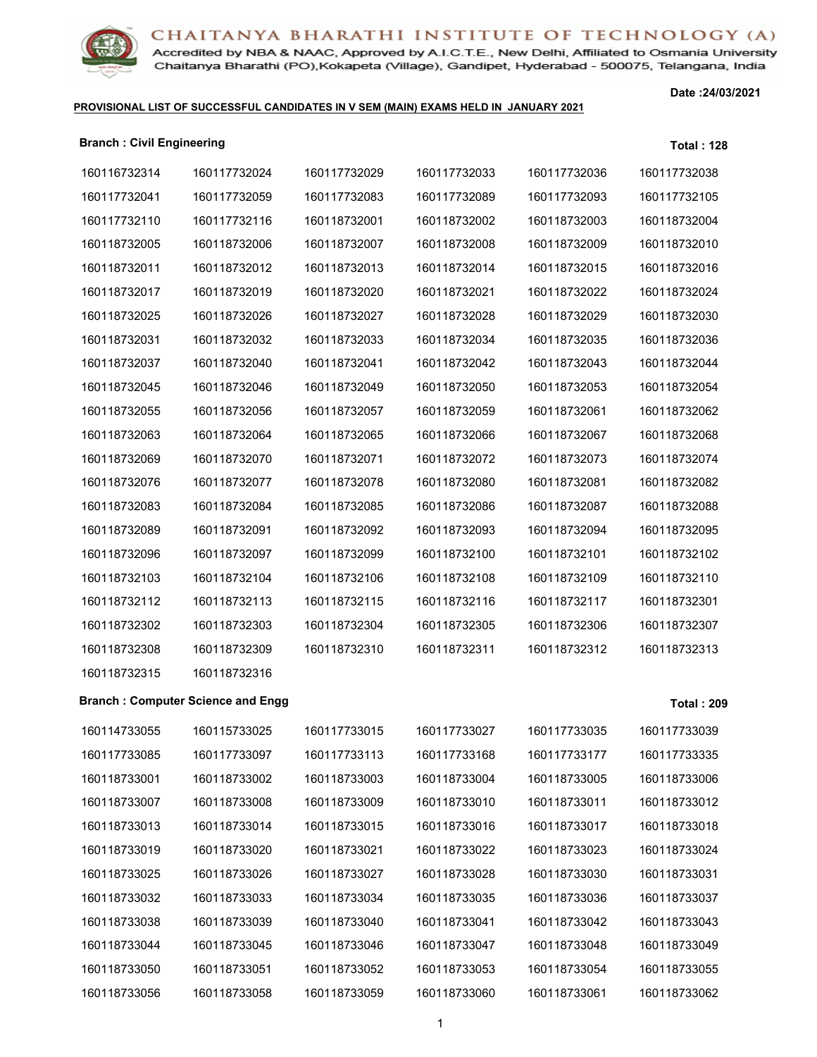# CHAITANYA BHARATHI INSTITUTE OF TECHNOLOGY (A)

Accredited by NBA & NAAC, Approved by A.I.C.T.E., New Delhi, Affiliated to Osmania University
Chaitanya Bharathi (PO),Kokapeta (Village), Gandipet, Hyderabad - 500075, Telangana, India

Date :24/03/2021

**PROVISIONAL LIST OF SUCCESSFUL CANDIDATES IN V SEM (MAIN) EXAMS HELD IN JANUARY 2021**

**Branch : Civil Engineering** **Total : 128**

| | | | | | |
|---|---|---|---|---|---|
| 160116732314 | 160117732024 | 160117732029 | 160117732033 | 160117732036 | 160117732038 |
| 160117732041 | 160117732059 | 160117732083 | 160117732089 | 160117732093 | 160117732105 |
| 160117732110 | 160117732116 | 160118732001 | 160118732002 | 160118732003 | 160118732004 |
| 160118732005 | 160118732006 | 160118732007 | 160118732008 | 160118732009 | 160118732010 |
| 160118732011 | 160118732012 | 160118732013 | 160118732014 | 160118732015 | 160118732016 |
| 160118732017 | 160118732019 | 160118732020 | 160118732021 | 160118732022 | 160118732024 |
| 160118732025 | 160118732026 | 160118732027 | 160118732028 | 160118732029 | 160118732030 |
| 160118732031 | 160118732032 | 160118732033 | 160118732034 | 160118732035 | 160118732036 |
| 160118732037 | 160118732040 | 160118732041 | 160118732042 | 160118732043 | 160118732044 |
| 160118732045 | 160118732046 | 160118732049 | 160118732050 | 160118732053 | 160118732054 |
| 160118732055 | 160118732056 | 160118732057 | 160118732059 | 160118732061 | 160118732062 |
| 160118732063 | 160118732064 | 160118732065 | 160118732066 | 160118732067 | 160118732068 |
| 160118732069 | 160118732070 | 160118732071 | 160118732072 | 160118732073 | 160118732074 |
| 160118732076 | 160118732077 | 160118732078 | 160118732080 | 160118732081 | 160118732082 |
| 160118732083 | 160118732084 | 160118732085 | 160118732086 | 160118732087 | 160118732088 |
| 160118732089 | 160118732091 | 160118732092 | 160118732093 | 160118732094 | 160118732095 |
| 160118732096 | 160118732097 | 160118732099 | 160118732100 | 160118732101 | 160118732102 |
| 160118732103 | 160118732104 | 160118732106 | 160118732108 | 160118732109 | 160118732110 |
| 160118732112 | 160118732113 | 160118732115 | 160118732116 | 160118732117 | 160118732301 |
| 160118732302 | 160118732303 | 160118732304 | 160118732305 | 160118732306 | 160118732307 |
| 160118732308 | 160118732309 | 160118732310 | 160118732311 | 160118732312 | 160118732313 |
| 160118732315 | 160118732316 | | | | |

**Branch : Computer Science and Engg** **Total : 209**

| | | | | | |
|---|---|---|---|---|---|
| 160114733055 | 160115733025 | 160117733015 | 160117733027 | 160117733035 | 160117733039 |
| 160117733085 | 160117733097 | 160117733113 | 160117733168 | 160117733177 | 160117733335 |
| 160118733001 | 160118733002 | 160118733003 | 160118733004 | 160118733005 | 160118733006 |
| 160118733007 | 160118733008 | 160118733009 | 160118733010 | 160118733011 | 160118733012 |
| 160118733013 | 160118733014 | 160118733015 | 160118733016 | 160118733017 | 160118733018 |
| 160118733019 | 160118733020 | 160118733021 | 160118733022 | 160118733023 | 160118733024 |
| 160118733025 | 160118733026 | 160118733027 | 160118733028 | 160118733030 | 160118733031 |
| 160118733032 | 160118733033 | 160118733034 | 160118733035 | 160118733036 | 160118733037 |
| 160118733038 | 160118733039 | 160118733040 | 160118733041 | 160118733042 | 160118733043 |
| 160118733044 | 160118733045 | 160118733046 | 160118733047 | 160118733048 | 160118733049 |
| 160118733050 | 160118733051 | 160118733052 | 160118733053 | 160118733054 | 160118733055 |
| 160118733056 | 160118733058 | 160118733059 | 160118733060 | 160118733061 | 160118733062 |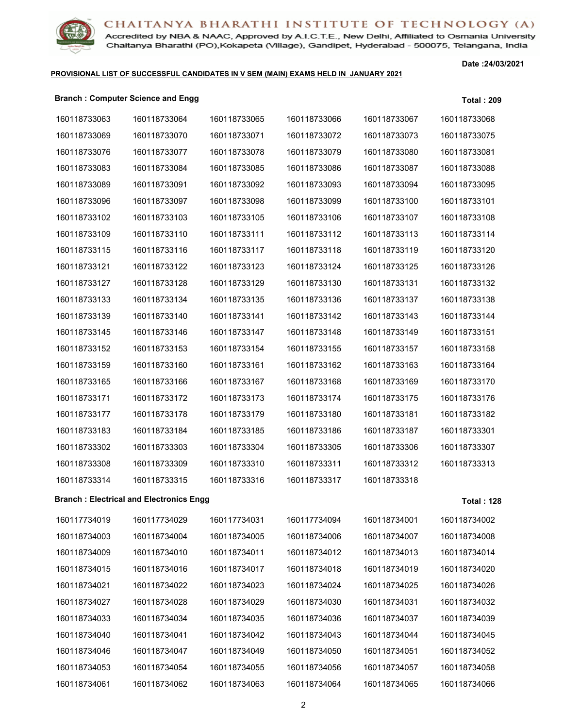CHAITANYA BHARATHI INSTITUTE OF TECHNOLOGY (A)
Accredited by NBA & NAAC, Approved by A.I.C.T.E., New Delhi, Affiliated to Osmania University
Chaitanya Bharathi (PO),Kokapeta (Village), Gandipet, Hyderabad - 500075, Telangana, India

**Date :24/03/2021**

**PROVISIONAL LIST OF SUCCESSFUL CANDIDATES IN V SEM (MAIN) EXAMS HELD IN JANUARY 2021**

**Branch : Computer Science and Engg** **Total : 209**

| | | | | | |
|---|---|---|---|---|---|
| 160118733063 | 160118733064 | 160118733065 | 160118733066 | 160118733067 | 160118733068 |
| 160118733069 | 160118733070 | 160118733071 | 160118733072 | 160118733073 | 160118733075 |
| 160118733076 | 160118733077 | 160118733078 | 160118733079 | 160118733080 | 160118733081 |
| 160118733083 | 160118733084 | 160118733085 | 160118733086 | 160118733087 | 160118733088 |
| 160118733089 | 160118733091 | 160118733092 | 160118733093 | 160118733094 | 160118733095 |
| 160118733096 | 160118733097 | 160118733098 | 160118733099 | 160118733100 | 160118733101 |
| 160118733102 | 160118733103 | 160118733105 | 160118733106 | 160118733107 | 160118733108 |
| 160118733109 | 160118733110 | 160118733111 | 160118733112 | 160118733113 | 160118733114 |
| 160118733115 | 160118733116 | 160118733117 | 160118733118 | 160118733119 | 160118733120 |
| 160118733121 | 160118733122 | 160118733123 | 160118733124 | 160118733125 | 160118733126 |
| 160118733127 | 160118733128 | 160118733129 | 160118733130 | 160118733131 | 160118733132 |
| 160118733133 | 160118733134 | 160118733135 | 160118733136 | 160118733137 | 160118733138 |
| 160118733139 | 160118733140 | 160118733141 | 160118733142 | 160118733143 | 160118733144 |
| 160118733145 | 160118733146 | 160118733147 | 160118733148 | 160118733149 | 160118733151 |
| 160118733152 | 160118733153 | 160118733154 | 160118733155 | 160118733157 | 160118733158 |
| 160118733159 | 160118733160 | 160118733161 | 160118733162 | 160118733163 | 160118733164 |
| 160118733165 | 160118733166 | 160118733167 | 160118733168 | 160118733169 | 160118733170 |
| 160118733171 | 160118733172 | 160118733173 | 160118733174 | 160118733175 | 160118733176 |
| 160118733177 | 160118733178 | 160118733179 | 160118733180 | 160118733181 | 160118733182 |
| 160118733183 | 160118733184 | 160118733185 | 160118733186 | 160118733187 | 160118733301 |
| 160118733302 | 160118733303 | 160118733304 | 160118733305 | 160118733306 | 160118733307 |
| 160118733308 | 160118733309 | 160118733310 | 160118733311 | 160118733312 | 160118733313 |
| 160118733314 | 160118733315 | 160118733316 | 160118733317 | 160118733318 | |

**Branch : Electrical and Electronics Engg** **Total : 128**

| | | | | | |
|---|---|---|---|---|---|
| 160117734019 | 160117734029 | 160117734031 | 160117734094 | 160118734001 | 160118734002 |
| 160118734003 | 160118734004 | 160118734005 | 160118734006 | 160118734007 | 160118734008 |
| 160118734009 | 160118734010 | 160118734011 | 160118734012 | 160118734013 | 160118734014 |
| 160118734015 | 160118734016 | 160118734017 | 160118734018 | 160118734019 | 160118734020 |
| 160118734021 | 160118734022 | 160118734023 | 160118734024 | 160118734025 | 160118734026 |
| 160118734027 | 160118734028 | 160118734029 | 160118734030 | 160118734031 | 160118734032 |
| 160118734033 | 160118734034 | 160118734035 | 160118734036 | 160118734037 | 160118734039 |
| 160118734040 | 160118734041 | 160118734042 | 160118734043 | 160118734044 | 160118734045 |
| 160118734046 | 160118734047 | 160118734049 | 160118734050 | 160118734051 | 160118734052 |
| 160118734053 | 160118734054 | 160118734055 | 160118734056 | 160118734057 | 160118734058 |
| 160118734061 | 160118734062 | 160118734063 | 160118734064 | 160118734065 | 160118734066 |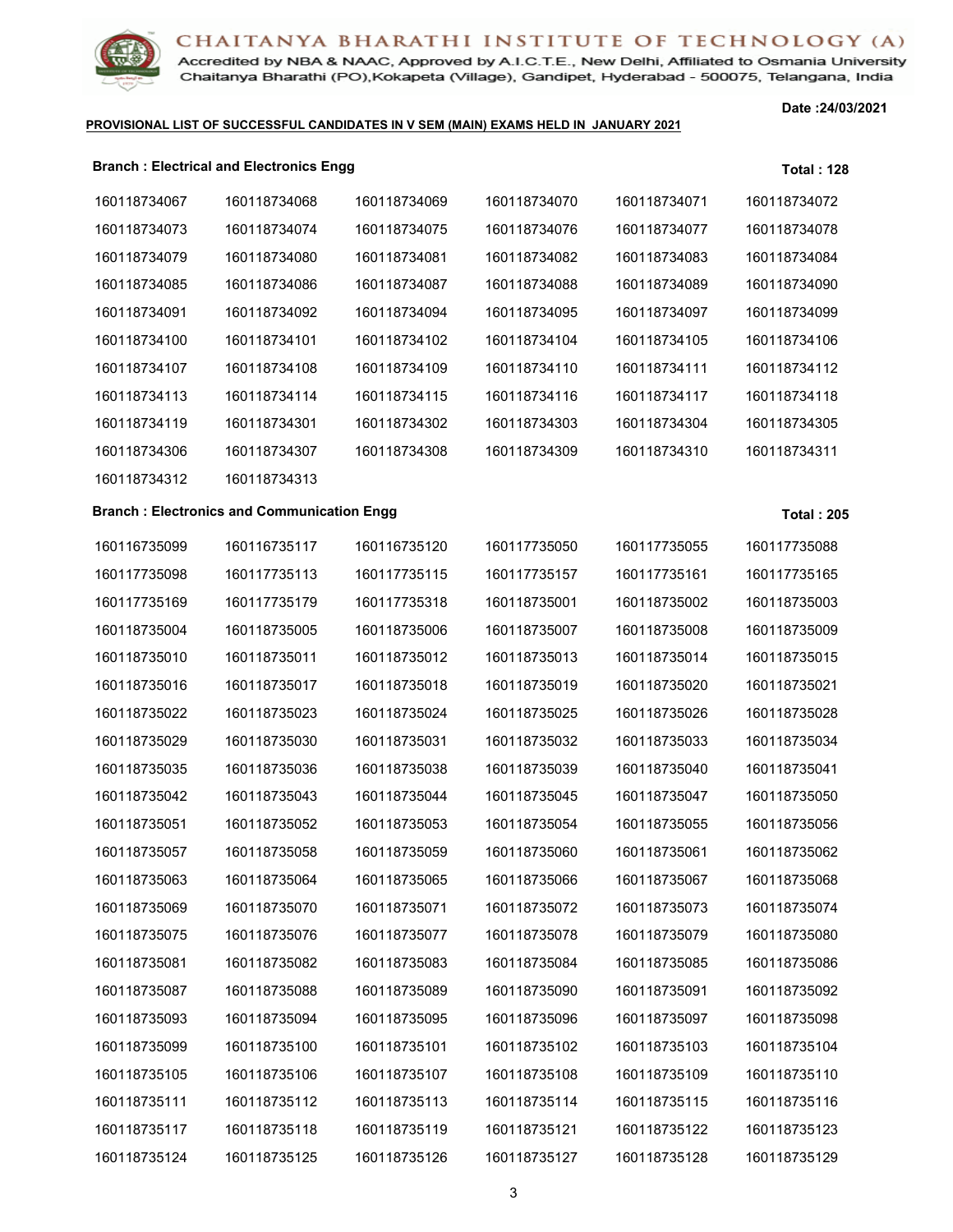# CHAITANYA BHARATHI INSTITUTE OF TECHNOLOGY (A)

Accredited by NBA & NAAC, Approved by A.I.C.T.E., New Delhi, Affiliated to Osmania University
Chaitanya Bharathi (PO),Kokapeta (Village), Gandipet, Hyderabad - 500075, Telangana, India

**Date :24/03/2021**

**PROVISIONAL LIST OF SUCCESSFUL CANDIDATES IN V SEM (MAIN) EXAMS HELD IN JANUARY 2021**

**Branch : Electrical and Electronics Engg** **Total : 128**

| | | | | | |
|---|---|---|---|---|---|
| 160118734067 | 160118734068 | 160118734069 | 160118734070 | 160118734071 | 160118734072 |
| 160118734073 | 160118734074 | 160118734075 | 160118734076 | 160118734077 | 160118734078 |
| 160118734079 | 160118734080 | 160118734081 | 160118734082 | 160118734083 | 160118734084 |
| 160118734085 | 160118734086 | 160118734087 | 160118734088 | 160118734089 | 160118734090 |
| 160118734091 | 160118734092 | 160118734094 | 160118734095 | 160118734097 | 160118734099 |
| 160118734100 | 160118734101 | 160118734102 | 160118734104 | 160118734105 | 160118734106 |
| 160118734107 | 160118734108 | 160118734109 | 160118734110 | 160118734111 | 160118734112 |
| 160118734113 | 160118734114 | 160118734115 | 160118734116 | 160118734117 | 160118734118 |
| 160118734119 | 160118734301 | 160118734302 | 160118734303 | 160118734304 | 160118734305 |
| 160118734306 | 160118734307 | 160118734308 | 160118734309 | 160118734310 | 160118734311 |
| 160118734312 | 160118734313 | | | | |

**Branch : Electronics and Communication Engg** **Total : 205**

| | | | | | |
|---|---|---|---|---|---|
| 160116735099 | 160116735117 | 160116735120 | 160117735050 | 160117735055 | 160117735088 |
| 160117735098 | 160117735113 | 160117735115 | 160117735157 | 160117735161 | 160117735165 |
| 160117735169 | 160117735179 | 160117735318 | 160118735001 | 160118735002 | 160118735003 |
| 160118735004 | 160118735005 | 160118735006 | 160118735007 | 160118735008 | 160118735009 |
| 160118735010 | 160118735011 | 160118735012 | 160118735013 | 160118735014 | 160118735015 |
| 160118735016 | 160118735017 | 160118735018 | 160118735019 | 160118735020 | 160118735021 |
| 160118735022 | 160118735023 | 160118735024 | 160118735025 | 160118735026 | 160118735028 |
| 160118735029 | 160118735030 | 160118735031 | 160118735032 | 160118735033 | 160118735034 |
| 160118735035 | 160118735036 | 160118735038 | 160118735039 | 160118735040 | 160118735041 |
| 160118735042 | 160118735043 | 160118735044 | 160118735045 | 160118735047 | 160118735050 |
| 160118735051 | 160118735052 | 160118735053 | 160118735054 | 160118735055 | 160118735056 |
| 160118735057 | 160118735058 | 160118735059 | 160118735060 | 160118735061 | 160118735062 |
| 160118735063 | 160118735064 | 160118735065 | 160118735066 | 160118735067 | 160118735068 |
| 160118735069 | 160118735070 | 160118735071 | 160118735072 | 160118735073 | 160118735074 |
| 160118735075 | 160118735076 | 160118735077 | 160118735078 | 160118735079 | 160118735080 |
| 160118735081 | 160118735082 | 160118735083 | 160118735084 | 160118735085 | 160118735086 |
| 160118735087 | 160118735088 | 160118735089 | 160118735090 | 160118735091 | 160118735092 |
| 160118735093 | 160118735094 | 160118735095 | 160118735096 | 160118735097 | 160118735098 |
| 160118735099 | 160118735100 | 160118735101 | 160118735102 | 160118735103 | 160118735104 |
| 160118735105 | 160118735106 | 160118735107 | 160118735108 | 160118735109 | 160118735110 |
| 160118735111 | 160118735112 | 160118735113 | 160118735114 | 160118735115 | 160118735116 |
| 160118735117 | 160118735118 | 160118735119 | 160118735121 | 160118735122 | 160118735123 |
| 160118735124 | 160118735125 | 160118735126 | 160118735127 | 160118735128 | 160118735129 |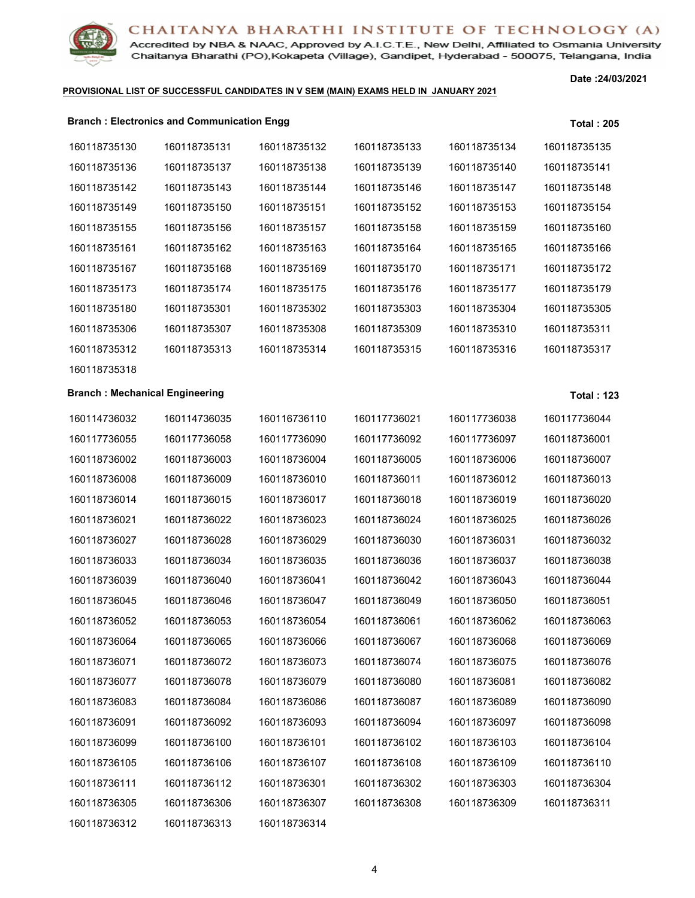**PROVISIONAL LIST OF SUCCESSFUL CANDIDATES IN V SEM (MAIN) EXAMS HELD IN JANUARY 2021**

Date :24/03/2021

**Branch : Electronics and Communication Engg** **Total : 205**

| | | | | | |
|---|---|---|---|---|---|
| 160118735130 | 160118735131 | 160118735132 | 160118735133 | 160118735134 | 160118735135 |
| 160118735136 | 160118735137 | 160118735138 | 160118735139 | 160118735140 | 160118735141 |
| 160118735142 | 160118735143 | 160118735144 | 160118735146 | 160118735147 | 160118735148 |
| 160118735149 | 160118735150 | 160118735151 | 160118735152 | 160118735153 | 160118735154 |
| 160118735155 | 160118735156 | 160118735157 | 160118735158 | 160118735159 | 160118735160 |
| 160118735161 | 160118735162 | 160118735163 | 160118735164 | 160118735165 | 160118735166 |
| 160118735167 | 160118735168 | 160118735169 | 160118735170 | 160118735171 | 160118735172 |
| 160118735173 | 160118735174 | 160118735175 | 160118735176 | 160118735177 | 160118735179 |
| 160118735180 | 160118735301 | 160118735302 | 160118735303 | 160118735304 | 160118735305 |
| 160118735306 | 160118735307 | 160118735308 | 160118735309 | 160118735310 | 160118735311 |
| 160118735312 | 160118735313 | 160118735314 | 160118735315 | 160118735316 | 160118735317 |
| 160118735318 | | | | | |

**Branch : Mechanical Engineering** **Total : 123**

| | | | | | |
|---|---|---|---|---|---|
| 160114736032 | 160114736035 | 160116736110 | 160117736021 | 160117736038 | 160117736044 |
| 160117736055 | 160117736058 | 160117736090 | 160117736092 | 160117736097 | 160118736001 |
| 160118736002 | 160118736003 | 160118736004 | 160118736005 | 160118736006 | 160118736007 |
| 160118736008 | 160118736009 | 160118736010 | 160118736011 | 160118736012 | 160118736013 |
| 160118736014 | 160118736015 | 160118736017 | 160118736018 | 160118736019 | 160118736020 |
| 160118736021 | 160118736022 | 160118736023 | 160118736024 | 160118736025 | 160118736026 |
| 160118736027 | 160118736028 | 160118736029 | 160118736030 | 160118736031 | 160118736032 |
| 160118736033 | 160118736034 | 160118736035 | 160118736036 | 160118736037 | 160118736038 |
| 160118736039 | 160118736040 | 160118736041 | 160118736042 | 160118736043 | 160118736044 |
| 160118736045 | 160118736046 | 160118736047 | 160118736049 | 160118736050 | 160118736051 |
| 160118736052 | 160118736053 | 160118736054 | 160118736061 | 160118736062 | 160118736063 |
| 160118736064 | 160118736065 | 160118736066 | 160118736067 | 160118736068 | 160118736069 |
| 160118736071 | 160118736072 | 160118736073 | 160118736074 | 160118736075 | 160118736076 |
| 160118736077 | 160118736078 | 160118736079 | 160118736080 | 160118736081 | 160118736082 |
| 160118736083 | 160118736084 | 160118736086 | 160118736087 | 160118736089 | 160118736090 |
| 160118736091 | 160118736092 | 160118736093 | 160118736094 | 160118736097 | 160118736098 |
| 160118736099 | 160118736100 | 160118736101 | 160118736102 | 160118736103 | 160118736104 |
| 160118736105 | 160118736106 | 160118736107 | 160118736108 | 160118736109 | 160118736110 |
| 160118736111 | 160118736112 | 160118736301 | 160118736302 | 160118736303 | 160118736304 |
| 160118736305 | 160118736306 | 160118736307 | 160118736308 | 160118736309 | 160118736311 |
| 160118736312 | 160118736313 | 160118736314 | | | |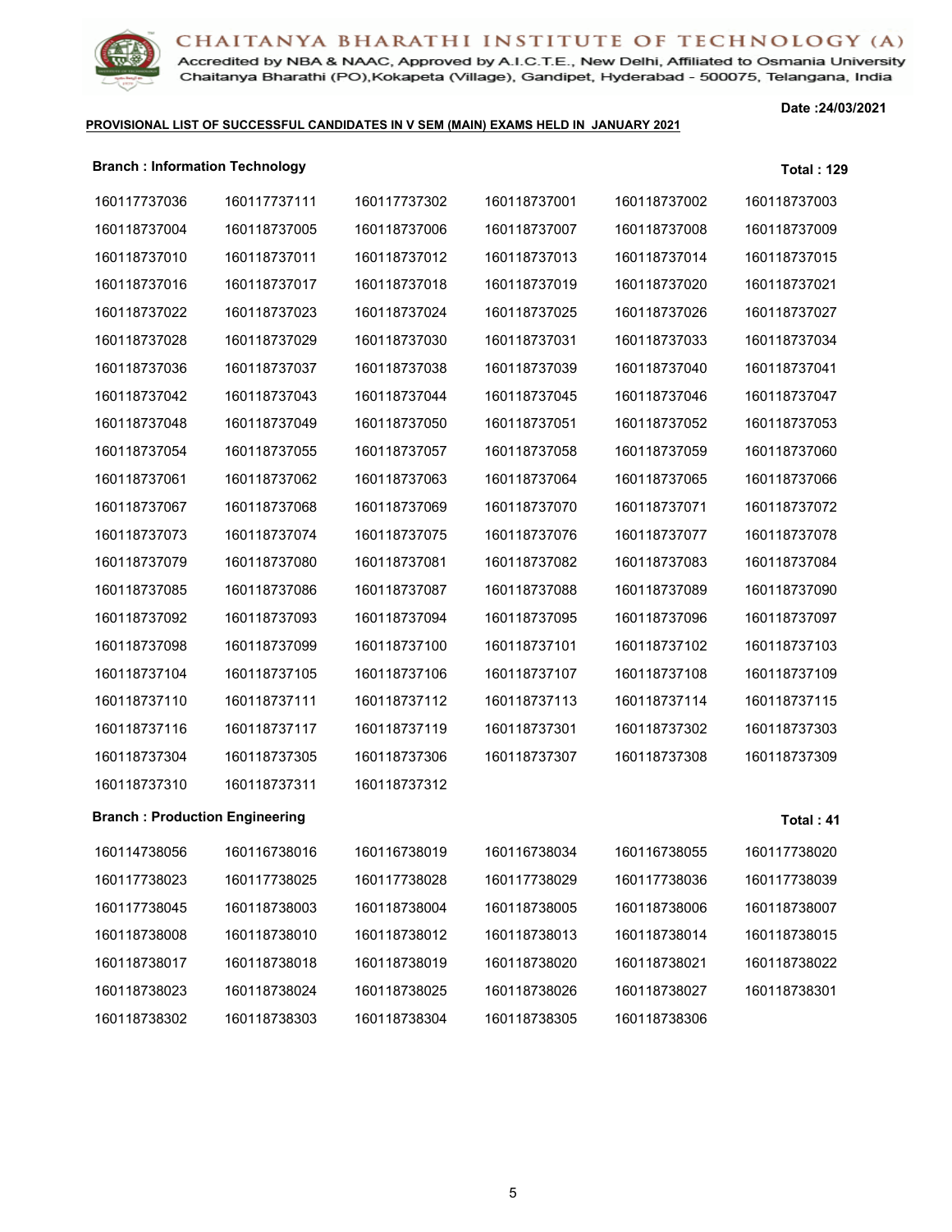CHAITANYA BHARATHI INSTITUTE OF TECHNOLOGY (A)
Accredited by NBA & NAAC, Approved by A.I.C.T.E., New Delhi, Affiliated to Osmania University
Chaitanya Bharathi (PO),Kokapeta (Village), Gandipet, Hyderabad - 500075, Telangana, India

Date :24/03/2021

**PROVISIONAL LIST OF SUCCESSFUL CANDIDATES IN V SEM (MAIN) EXAMS HELD IN JANUARY 2021**

**Branch : Information Technology** **Total : 129**

| | | | | | |
|---|---|---|---|---|---|
| 160117737036 | 160117737111 | 160117737302 | 160118737001 | 160118737002 | 160118737003 |
| 160118737004 | 160118737005 | 160118737006 | 160118737007 | 160118737008 | 160118737009 |
| 160118737010 | 160118737011 | 160118737012 | 160118737013 | 160118737014 | 160118737015 |
| 160118737016 | 160118737017 | 160118737018 | 160118737019 | 160118737020 | 160118737021 |
| 160118737022 | 160118737023 | 160118737024 | 160118737025 | 160118737026 | 160118737027 |
| 160118737028 | 160118737029 | 160118737030 | 160118737031 | 160118737033 | 160118737034 |
| 160118737036 | 160118737037 | 160118737038 | 160118737039 | 160118737040 | 160118737041 |
| 160118737042 | 160118737043 | 160118737044 | 160118737045 | 160118737046 | 160118737047 |
| 160118737048 | 160118737049 | 160118737050 | 160118737051 | 160118737052 | 160118737053 |
| 160118737054 | 160118737055 | 160118737057 | 160118737058 | 160118737059 | 160118737060 |
| 160118737061 | 160118737062 | 160118737063 | 160118737064 | 160118737065 | 160118737066 |
| 160118737067 | 160118737068 | 160118737069 | 160118737070 | 160118737071 | 160118737072 |
| 160118737073 | 160118737074 | 160118737075 | 160118737076 | 160118737077 | 160118737078 |
| 160118737079 | 160118737080 | 160118737081 | 160118737082 | 160118737083 | 160118737084 |
| 160118737085 | 160118737086 | 160118737087 | 160118737088 | 160118737089 | 160118737090 |
| 160118737092 | 160118737093 | 160118737094 | 160118737095 | 160118737096 | 160118737097 |
| 160118737098 | 160118737099 | 160118737100 | 160118737101 | 160118737102 | 160118737103 |
| 160118737104 | 160118737105 | 160118737106 | 160118737107 | 160118737108 | 160118737109 |
| 160118737110 | 160118737111 | 160118737112 | 160118737113 | 160118737114 | 160118737115 |
| 160118737116 | 160118737117 | 160118737119 | 160118737301 | 160118737302 | 160118737303 |
| 160118737304 | 160118737305 | 160118737306 | 160118737307 | 160118737308 | 160118737309 |
| 160118737310 | 160118737311 | 160118737312 | | | |

**Branch : Production Engineering** **Total : 41**

| | | | | | |
|---|---|---|---|---|---|
| 160114738056 | 160116738016 | 160116738019 | 160116738034 | 160116738055 | 160117738020 |
| 160117738023 | 160117738025 | 160117738028 | 160117738029 | 160117738036 | 160117738039 |
| 160117738045 | 160118738003 | 160118738004 | 160118738005 | 160118738006 | 160118738007 |
| 160118738008 | 160118738010 | 160118738012 | 160118738013 | 160118738014 | 160118738015 |
| 160118738017 | 160118738018 | 160118738019 | 160118738020 | 160118738021 | 160118738022 |
| 160118738023 | 160118738024 | 160118738025 | 160118738026 | 160118738027 | 160118738301 |
| 160118738302 | 160118738303 | 160118738304 | 160118738305 | 160118738306 | |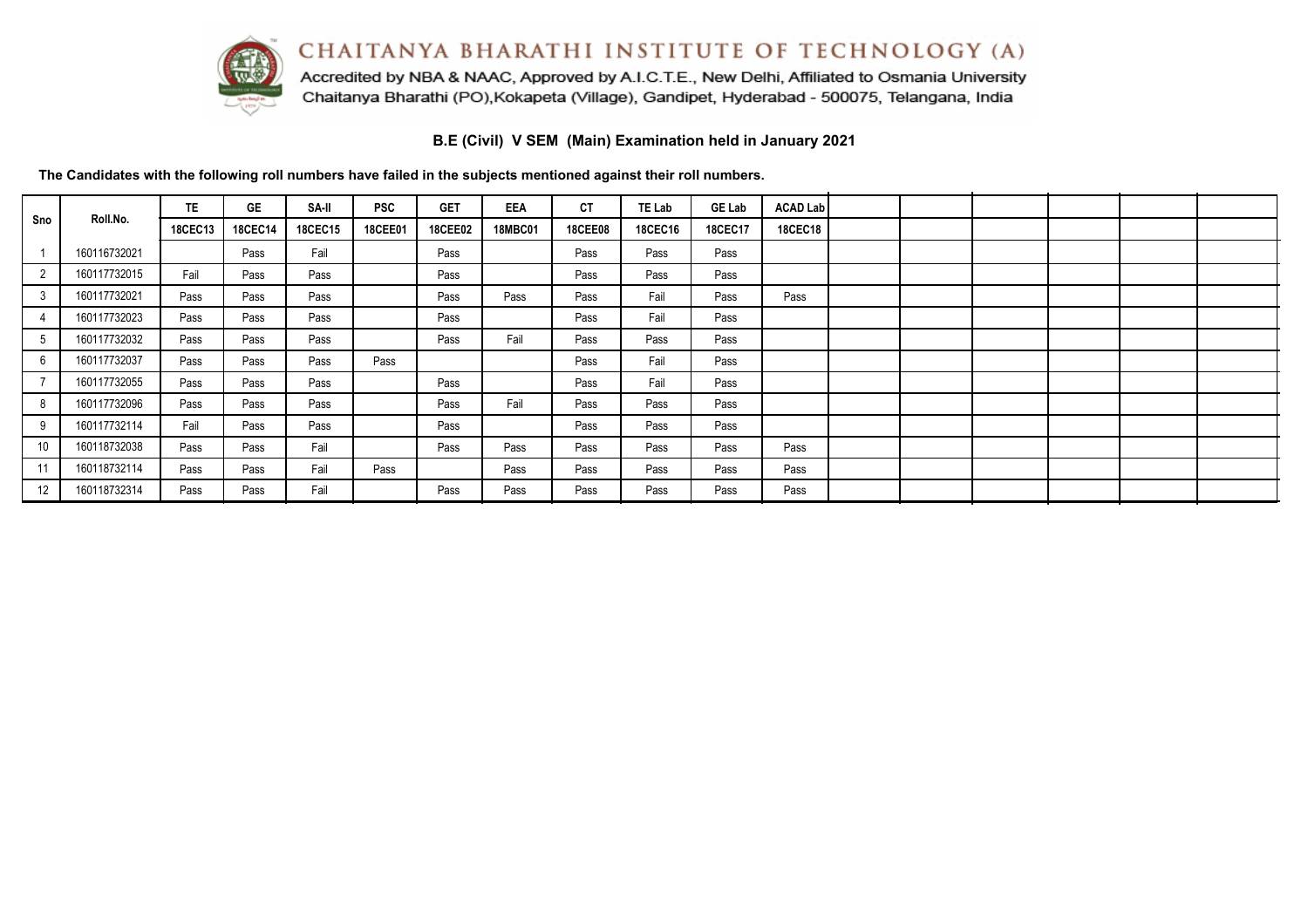# CHAITANYA BHARATHI INSTITUTE OF TECHNOLOGY (A)

Accredited by NBA & NAAC, Approved by A.I.C.T.E., New Delhi, Affiliated to Osmania University
Chaitanya Bharathi (PO),Kokapeta (Village), Gandipet, Hyderabad - 500075, Telangana, India

## B.E (Civil) V SEM (Main) Examination held in January 2021

**The Candidates with the following roll numbers have failed in the subjects mentioned against their roll numbers.**

| Sno | Roll.No. | TE | GE | SA-II | PSC | GET | EEA | CT | TE Lab | GE Lab | ACAD Lab | | | | | | |
|---|---|---|---|---|---|---|---|---|---|---|---|---|---|---|---|---|---|
| | | 18CEC13 | 18CEC14 | 18CEC15 | 18CEE01 | 18CEE02 | 18MBC01 | 18CEE08 | 18CEC16 | 18CEC17 | 18CEC18 | | | | | | |
| 1 | 160116732021 | | Pass | Fail | | Pass | | Pass | Pass | Pass | | | | | | | |
| 2 | 160117732015 | Fail | Pass | Pass | | Pass | | Pass | Pass | Pass | | | | | | | |
| 3 | 160117732021 | Pass | Pass | Pass | | Pass | Pass | Pass | Fail | Pass | Pass | | | | | | |
| 4 | 160117732023 | Pass | Pass | Pass | | Pass | | Pass | Fail | Pass | | | | | | | |
| 5 | 160117732032 | Pass | Pass | Pass | | Pass | Fail | Pass | Pass | Pass | | | | | | | |
| 6 | 160117732037 | Pass | Pass | Pass | Pass | | | Pass | Fail | Pass | | | | | | | |
| 7 | 160117732055 | Pass | Pass | Pass | | Pass | | Pass | Fail | Pass | | | | | | | |
| 8 | 160117732096 | Pass | Pass | Pass | | Pass | Fail | Pass | Pass | Pass | | | | | | | |
| 9 | 160117732114 | Fail | Pass | Pass | | Pass | | Pass | Pass | Pass | | | | | | | |
| 10 | 160118732038 | Pass | Pass | Fail | | Pass | Pass | Pass | Pass | Pass | Pass | | | | | | |
| 11 | 160118732114 | Pass | Pass | Fail | Pass | | Pass | Pass | Pass | Pass | Pass | | | | | | |
| 12 | 160118732314 | Pass | Pass | Fail | | Pass | Pass | Pass | Pass | Pass | Pass | | | | | | |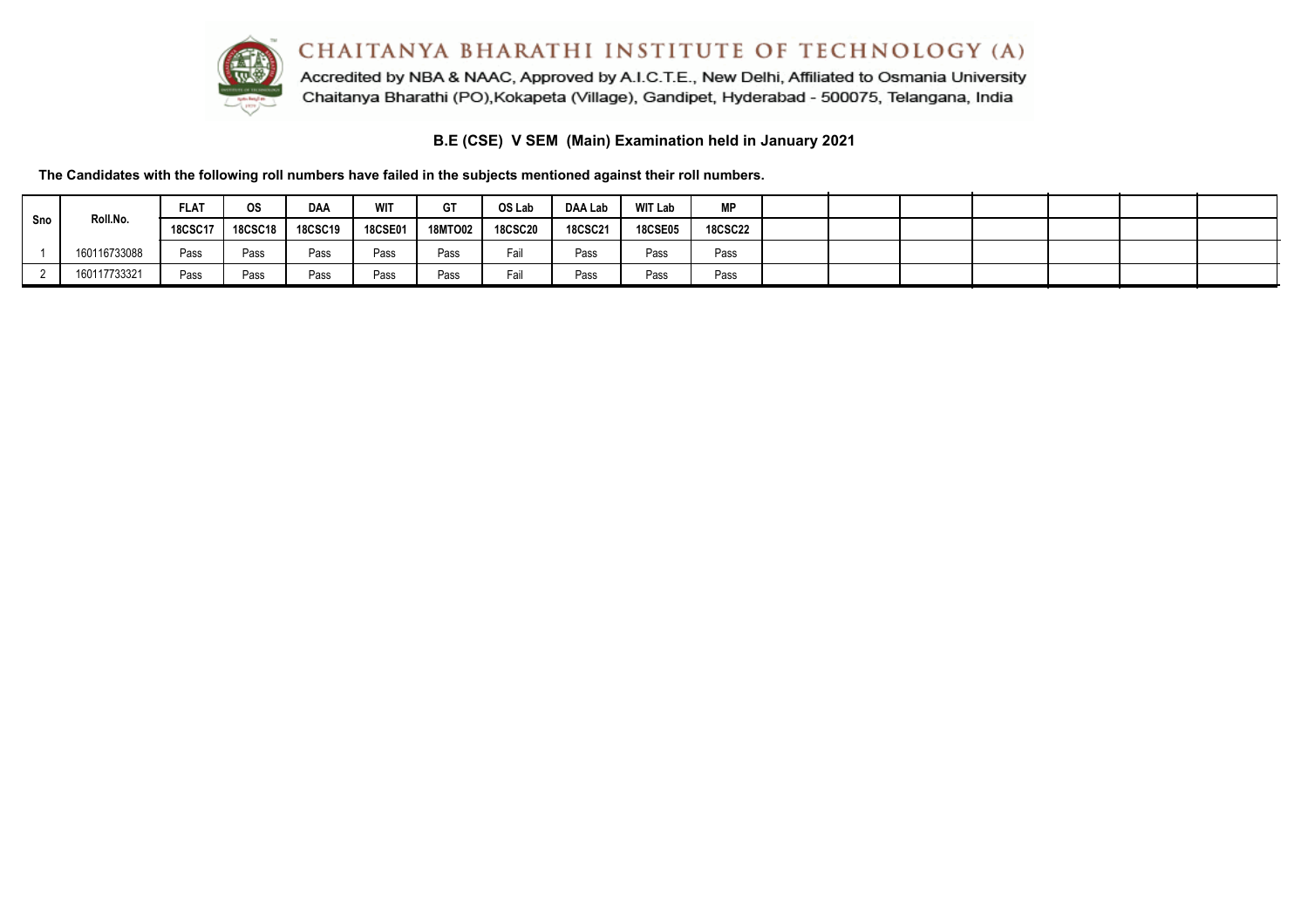# CHAITANYA BHARATHI INSTITUTE OF TECHNOLOGY (A)

Accredited by NBA & NAAC, Approved by A.I.C.T.E., New Delhi, Affiliated to Osmania University
Chaitanya Bharathi (PO),Kokapeta (Village), Gandipet, Hyderabad - 500075, Telangana, India

## B.E (CSE) V SEM (Main) Examination held in January 2021

**The Candidates with the following roll numbers have failed in the subjects mentioned against their roll numbers.**

| Sno | Roll.No. | FLAT | OS | DAA | WIT | GT | OS Lab | DAA Lab | WIT Lab | MP | | | | | | |
|---|---|---|---|---|---|---|---|---|---|---|---|---|---|---|---|---|
| | | 18CSC17 | 18CSC18 | 18CSC19 | 18CSE01 | 18MTO02 | 18CSC20 | 18CSC21 | 18CSE05 | 18CSC22 | | | | | | |
| 1 | 160116733088 | Pass | Pass | Pass | Pass | Pass | Fail | Pass | Pass | Pass | | | | | | |
| 2 | 160117733321 | Pass | Pass | Pass | Pass | Pass | Fail | Pass | Pass | Pass | | | | | | |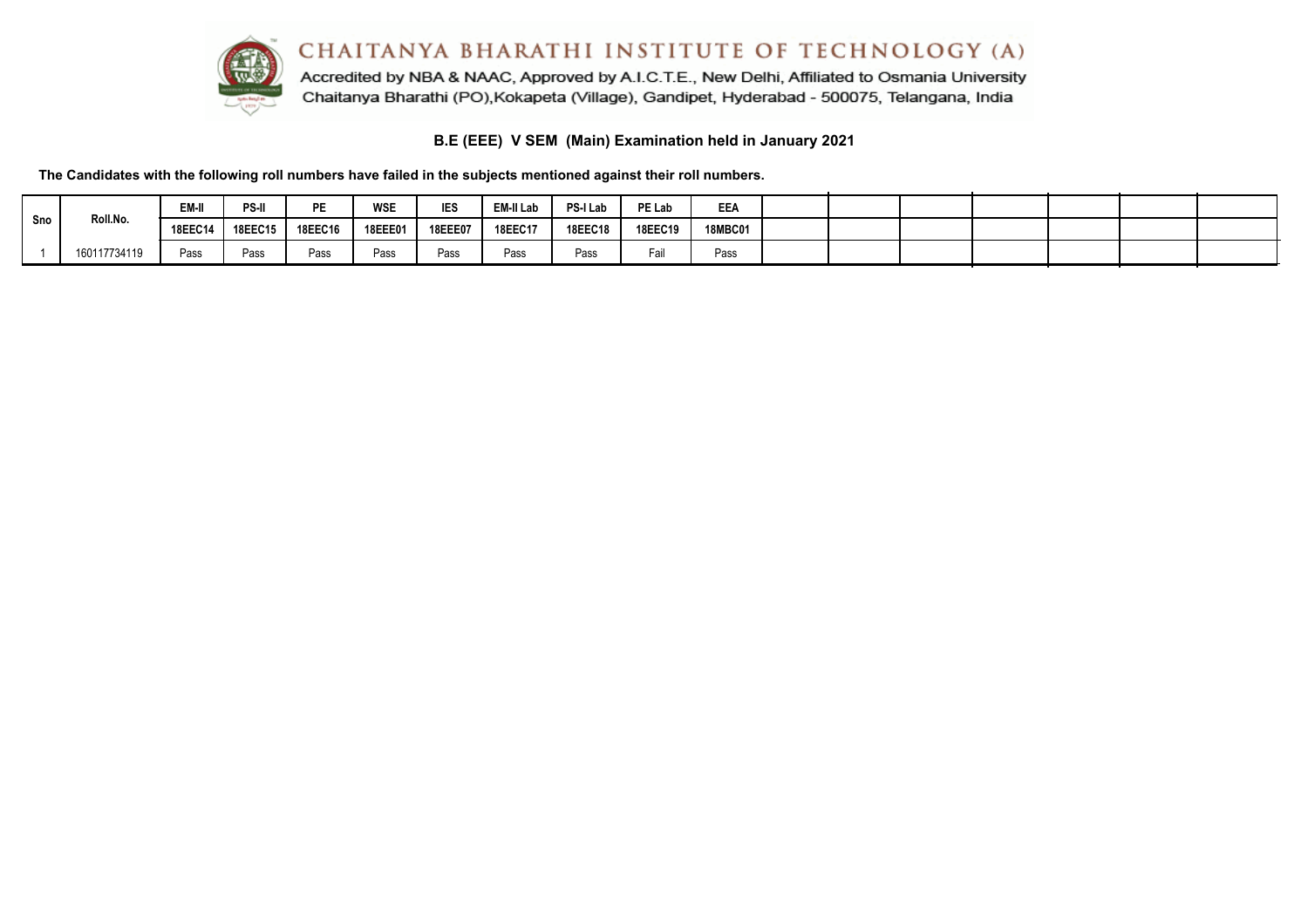# CHAITANYA BHARATHI INSTITUTE OF TECHNOLOGY (A)

Accredited by NBA & NAAC, Approved by A.I.C.T.E., New Delhi, Affiliated to Osmania University
Chaitanya Bharathi (PO),Kokapeta (Village), Gandipet, Hyderabad - 500075, Telangana, India

## B.E (EEE) V SEM (Main) Examination held in January 2021

**The Candidates with the following roll numbers have failed in the subjects mentioned against their roll numbers.**

| Sno | Roll.No. | EM-II | PS-II | PE | WSE | IES | EM-II Lab | PS-I Lab | PE Lab | EEA | | | | | | |
|---|---|---|---|---|---|---|---|---|---|---|---|---|---|---|---|---|
| | | 18EEC14 | 18EEC15 | 18EEC16 | 18EEE01 | 18EEE07 | 18EEC17 | 18EEC18 | 18EEC19 | 18MBC01 | | | | | | |
| 1 | 160117734119 | Pass | Pass | Pass | Pass | Pass | Pass | Pass | Fail | Pass | | | | | | |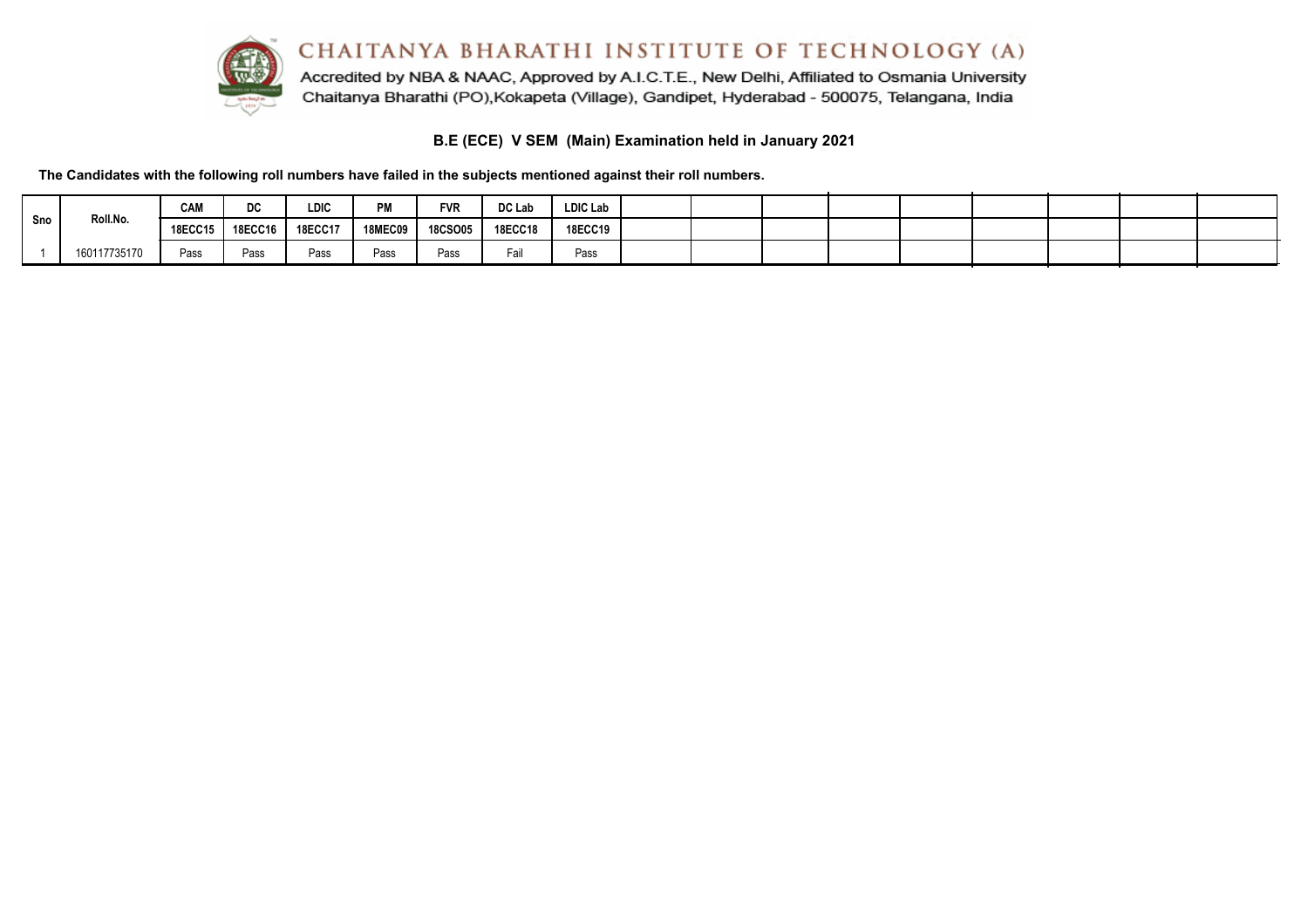# CHAITANYA BHARATHI INSTITUTE OF TECHNOLOGY (A)

Accredited by NBA & NAAC, Approved by A.I.C.T.E., New Delhi, Affiliated to Osmania University
Chaitanya Bharathi (PO),Kokapeta (Village), Gandipet, Hyderabad - 500075, Telangana, India

## B.E (ECE) V SEM (Main) Examination held in January 2021

**The Candidates with the following roll numbers have failed in the subjects mentioned against their roll numbers.**

| Sno | Roll.No. | CAM | DC | LDIC | PM | FVR | DC Lab | LDIC Lab | | | | | | | | | |
|---|---|---|---|---|---|---|---|---|---|---|---|---|---|---|---|---|---|
| | | 18ECC15 | 18ECC16 | 18ECC17 | 18MEC09 | 18CSO05 | 18ECC18 | 18ECC19 | | | | | | | | | |
| 1 | 160117735170 | Pass | Pass | Pass | Pass | Pass | Fail | Pass | | | | | | | | | |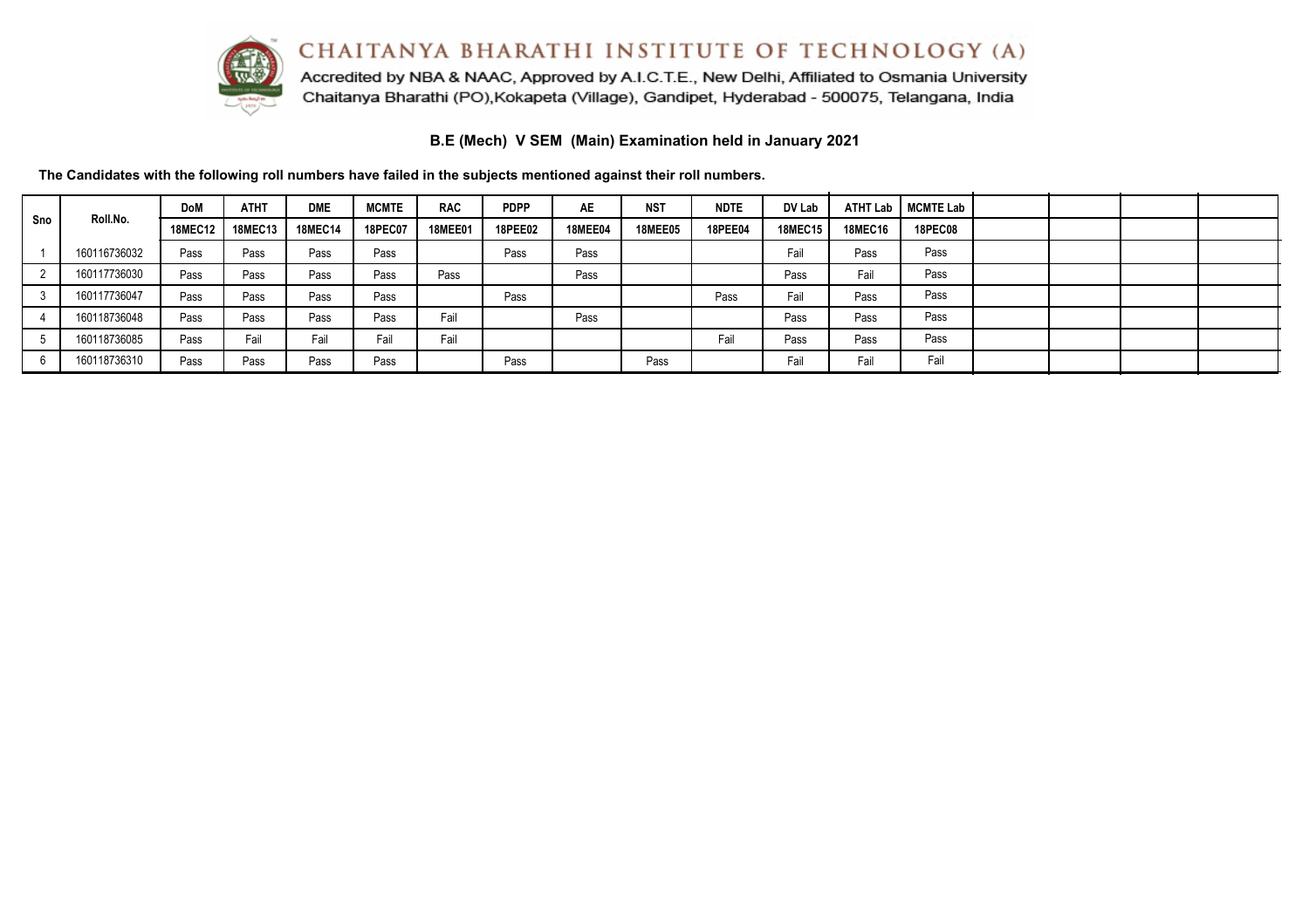# CHAITANYA BHARATHI INSTITUTE OF TECHNOLOGY (A)

Accredited by NBA & NAAC, Approved by A.I.C.T.E., New Delhi, Affiliated to Osmania University
Chaitanya Bharathi (PO),Kokapeta (Village), Gandipet, Hyderabad - 500075, Telangana, India

## B.E (Mech) V SEM (Main) Examination held in January 2021

**The Candidates with the following roll numbers have failed in the subjects mentioned against their roll numbers.**

| Sno | Roll.No. | DoM | ATHT | DME | MCMTE | RAC | PDPP | AE | NST | NDTE | DV Lab | ATHT Lab | MCMTE Lab | | | | |
|---|---|---|---|---|---|---|---|---|---|---|---|---|---|---|---|---|---|
| | | 18MEC12 | 18MEC13 | 18MEC14 | 18PEC07 | 18MEE01 | 18PEE02 | 18MEE04 | 18MEE05 | 18PEE04 | 18MEC15 | 18MEC16 | 18PEC08 | | | | |
| 1 | 160116736032 | Pass | Pass | Pass | Pass | | Pass | Pass | | | Fail | Pass | Pass | | | | |
| 2 | 160117736030 | Pass | Pass | Pass | Pass | Pass | | Pass | | | Pass | Fail | Pass | | | | |
| 3 | 160117736047 | Pass | Pass | Pass | Pass | | Pass | | | Pass | Fail | Pass | Pass | | | | |
| 4 | 160118736048 | Pass | Pass | Pass | Pass | Fail | | Pass | | | Pass | Pass | Pass | | | | |
| 5 | 160118736085 | Pass | Fail | Fail | Fail | Fail | | | | Fail | Pass | Pass | Pass | | | | |
| 6 | 160118736310 | Pass | Pass | Pass | Pass | | Pass | | Pass | | Fail | Fail | Fail | | | | |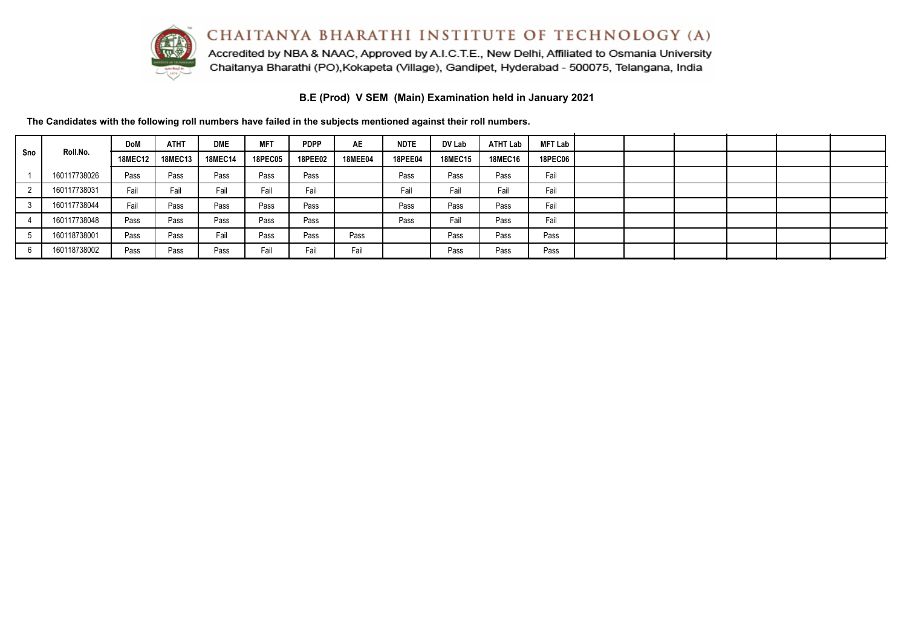# CHAITANYA BHARATHI INSTITUTE OF TECHNOLOGY (A)

Accredited by NBA & NAAC, Approved by A.I.C.T.E., New Delhi, Affiliated to Osmania University
Chaitanya Bharathi (PO),Kokapeta (Village), Gandipet, Hyderabad - 500075, Telangana, India

## B.E (Prod) V SEM (Main) Examination held in January 2021

**The Candidates with the following roll numbers have failed in the subjects mentioned against their roll numbers.**

| Sno | Roll.No. | DoM | ATHT | DME | MFT | PDPP | AE | NDTE | DV Lab | ATHT Lab | MFT Lab |
|---|---|---|---|---|---|---|---|---|---|---|---|
| | | 18MEC12 | 18MEC13 | 18MEC14 | 18PEC05 | 18PEE02 | 18MEE04 | 18PEE04 | 18MEC15 | 18MEC16 | 18PEC06 |
| 1 | 160117738026 | Pass | Pass | Pass | Pass | Pass | | Pass | Pass | Pass | Fail |
| 2 | 160117738031 | Fail | Fail | Fail | Fail | Fail | | Fail | Fail | Fail | Fail |
| 3 | 160117738044 | Fail | Pass | Pass | Pass | Pass | | Pass | Pass | Pass | Fail |
| 4 | 160117738048 | Pass | Pass | Pass | Pass | Pass | | Pass | Fail | Pass | Fail |
| 5 | 160118738001 | Pass | Pass | Fail | Pass | Pass | Pass | | Pass | Pass | Pass |
| 6 | 160118738002 | Pass | Pass | Pass | Fail | Fail | Fail | | Pass | Pass | Pass |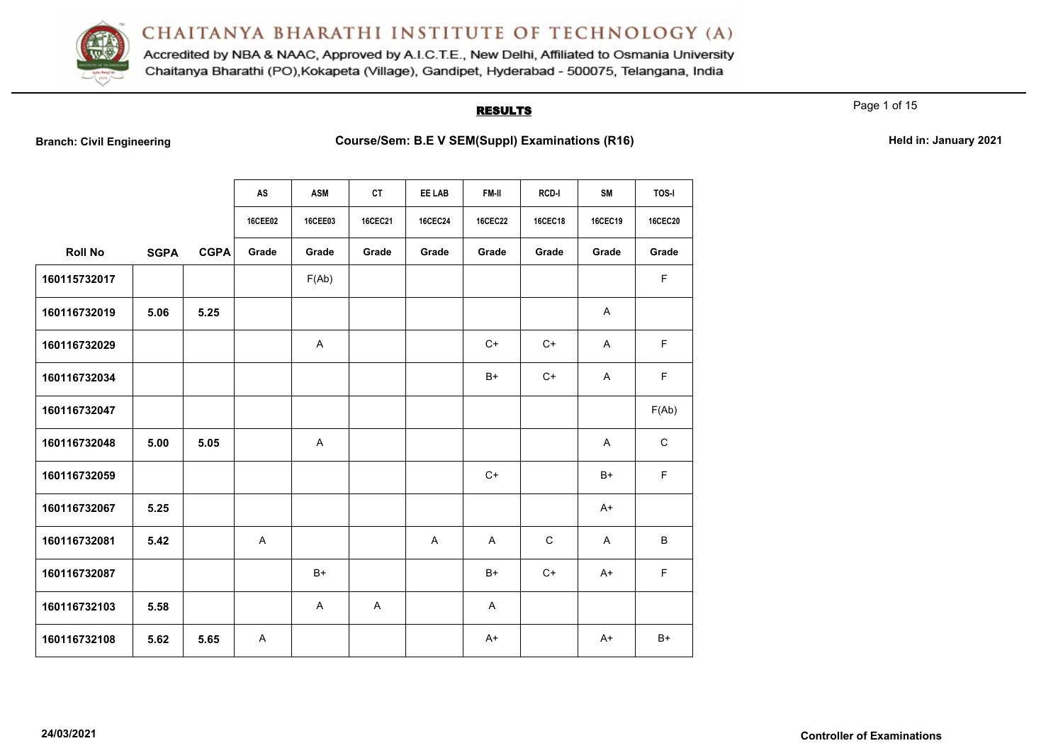# CHAITANYA BHARATHI INSTITUTE OF TECHNOLOGY (A)

Accredited by NBA & NAAC, Approved by A.I.C.T.E., New Delhi, Affiliated to Osmania University
Chaitanya Bharathi (PO),Kokapeta (Village), Gandipet, Hyderabad - 500075, Telangana, India

## RESULTS

**Branch: Civil Engineering** **Course/Sem: B.E V SEM(Suppl) Examinations (R16)** **Held in: January 2021**

| | | | AS | ASM | CT | EE LAB | FM-II | RCD-I | SM | TOS-I |
|---|---|---|---|---|---|---|---|---|---|---|
| | | | 16CEE02 | 16CEE03 | 16CEC21 | 16CEC24 | 16CEC22 | 16CEC18 | 16CEC19 | 16CEC20 |
| **Roll No** | **SGPA** | **CGPA** | **Grade** | **Grade** | **Grade** | **Grade** | **Grade** | **Grade** | **Grade** | **Grade** |
| **160115732017** | | | | F(Ab) | | | | | | F |
| **160116732019** | **5.06** | **5.25** | | | | | | | A | |
| **160116732029** | | | | A | | | C+ | C+ | A | F |
| **160116732034** | | | | | | | B+ | C+ | A | F |
| **160116732047** | | | | | | | | | | F(Ab) |
| **160116732048** | **5.00** | **5.05** | | A | | | | | A | C |
| **160116732059** | | | | | | | C+ | | B+ | F |
| **160116732067** | **5.25** | | | | | | | | A+ | |
| **160116732081** | **5.42** | | A | | | A | A | C | A | B |
| **160116732087** | | | | B+ | | | B+ | C+ | A+ | F |
| **160116732103** | **5.58** | | | A | A | | A | | | |
| **160116732108** | **5.62** | **5.65** | A | | | | A+ | | A+ | B+ |

**24/03/2021** **Controller of Examinations**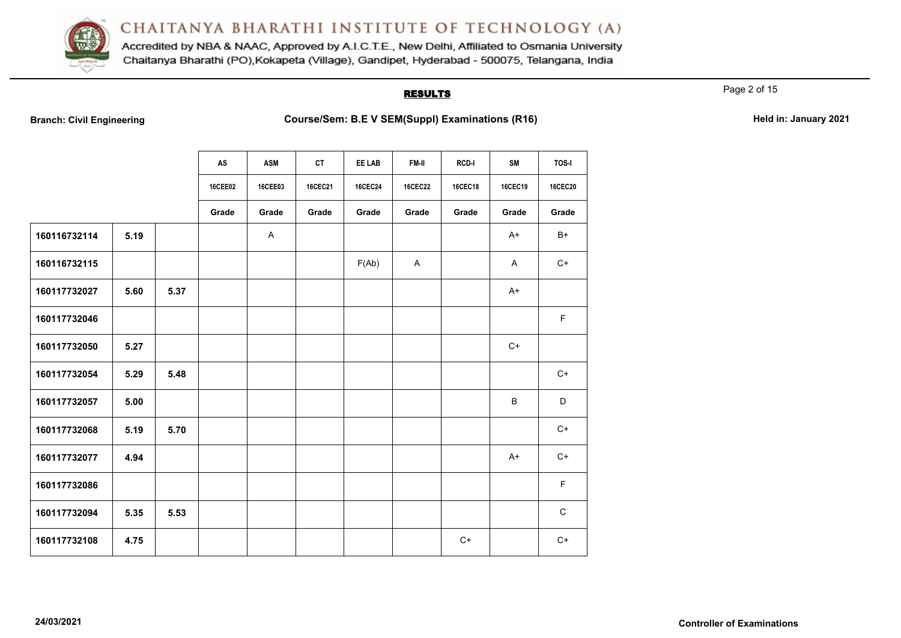# CHAITANYA BHARATHI INSTITUTE OF TECHNOLOGY (A)

Accredited by NBA & NAAC, Approved by A.I.C.T.E., New Delhi, Affiliated to Osmania University
Chaitanya Bharathi (PO),Kokapeta (Village), Gandipet, Hyderabad - 500075, Telangana, India

## RESULTS

**Branch: Civil Engineering** **Course/Sem: B.E V SEM(Suppl) Examinations (R16)** **Held in: January 2021**

| | | | AS | ASM | CT | EE LAB | FM-II | RCD-I | SM | TOS-I |
|---|---|---|---|---|---|---|---|---|---|---|
| | | | 16CEE02 | 16CEE03 | 16CEC21 | 16CEC24 | 16CEC22 | 16CEC18 | 16CEC19 | 16CEC20 |
| | | | Grade | Grade | Grade | Grade | Grade | Grade | Grade | Grade |
| **160116732114** | **5.19** | | | A | | | | | A+ | B+ |
| **160116732115** | | | | | | F(Ab) | A | | A | C+ |
| **160117732027** | **5.60** | **5.37** | | | | | | | A+ | |
| **160117732046** | | | | | | | | | | F |
| **160117732050** | **5.27** | | | | | | | | C+ | |
| **160117732054** | **5.29** | **5.48** | | | | | | | | C+ |
| **160117732057** | **5.00** | | | | | | | | B | D |
| **160117732068** | **5.19** | **5.70** | | | | | | | | C+ |
| **160117732077** | **4.94** | | | | | | | | A+ | C+ |
| **160117732086** | | | | | | | | | | F |
| **160117732094** | **5.35** | **5.53** | | | | | | | | C |
| **160117732108** | **4.75** | | | | | | | C+ | | C+ |

**24/03/2021** **Controller of Examinations**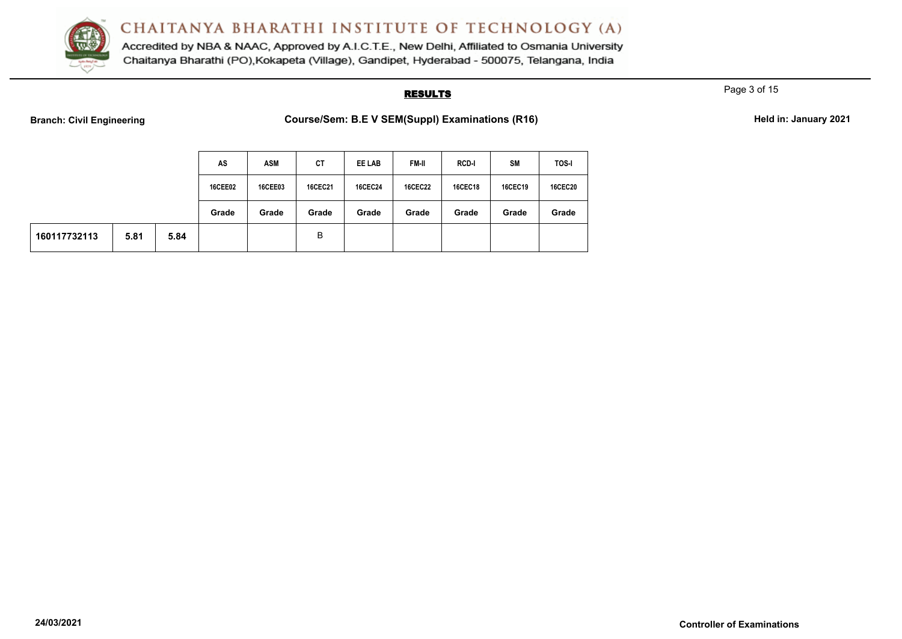# CHAITANYA BHARATHI INSTITUTE OF TECHNOLOGY (A)

Accredited by NBA & NAAC, Approved by A.I.C.T.E., New Delhi, Affiliated to Osmania University
Chaitanya Bharathi (PO),Kokapeta (Village), Gandipet, Hyderabad - 500075, Telangana, India

## RESULTS

**Branch: Civil Engineering** | **Course/Sem: B.E V SEM(Suppl) Examinations (R16)** | **Held in: January 2021**

| | | | AS | ASM | CT | EE LAB | FM-II | RCD-I | SM | TOS-I |
|---|---|---|---|---|---|---|---|---|---|---|
| | | | 16CEE02 | 16CEE03 | 16CEC21 | 16CEC24 | 16CEC22 | 16CEC18 | 16CEC19 | 16CEC20 |
| | | | Grade | Grade | Grade | Grade | Grade | Grade | Grade | Grade |
| 160117732113 | 5.81 | 5.84 | | | B | | | | | |

**24/03/2021** **Controller of Examinations**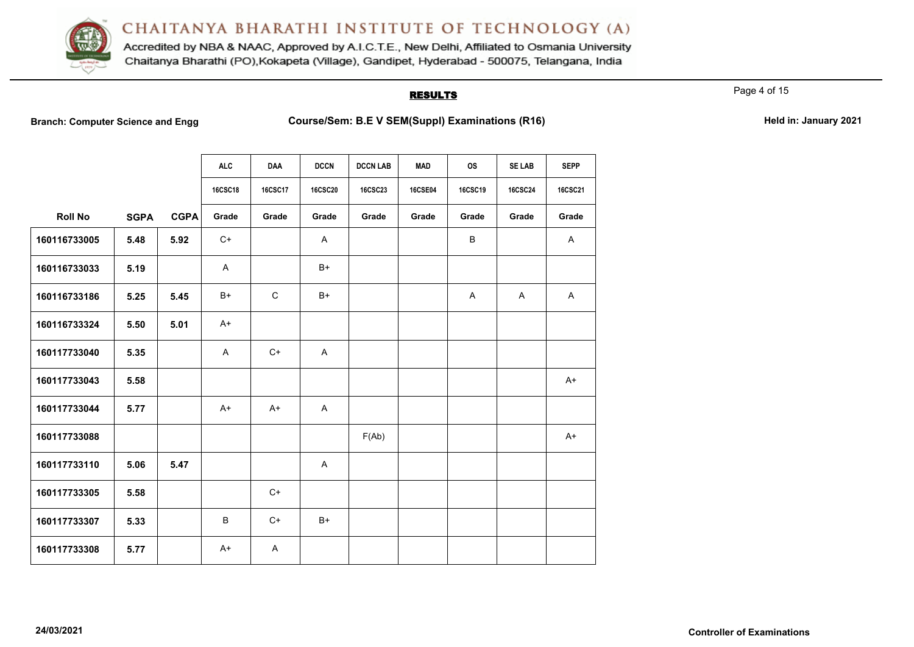# CHAITANYA BHARATHI INSTITUTE OF TECHNOLOGY (A)

Accredited by NBA & NAAC, Approved by A.I.C.T.E., New Delhi, Affiliated to Osmania University
Chaitanya Bharathi (PO),Kokapeta (Village), Gandipet, Hyderabad - 500075, Telangana, India

## RESULTS

**Branch: Computer Science and Engg** **Course/Sem: B.E V SEM(Suppl) Examinations (R16)** **Held in: January 2021**

| | | | ALC | DAA | DCCN | DCCN LAB | MAD | OS | SE LAB | SEPP |
|---|---|---|---|---|---|---|---|---|---|---|
| | | | 16CSC18 | 16CSC17 | 16CSC20 | 16CSC23 | 16CSE04 | 16CSC19 | 16CSC24 | 16CSC21 |
| **Roll No** | **SGPA** | **CGPA** | **Grade** | **Grade** | **Grade** | **Grade** | **Grade** | **Grade** | **Grade** | **Grade** |
| 160116733005 | 5.48 | 5.92 | C+ | | A | | | B | | A |
| 160116733033 | 5.19 | | A | | B+ | | | | | |
| 160116733186 | 5.25 | 5.45 | B+ | C | B+ | | | A | A | A |
| 160116733324 | 5.50 | 5.01 | A+ | | | | | | | |
| 160117733040 | 5.35 | | A | C+ | A | | | | | |
| 160117733043 | 5.58 | | | | | | | | | A+ |
| 160117733044 | 5.77 | | A+ | A+ | A | | | | | |
| 160117733088 | | | | | | F(Ab) | | | | A+ |
| 160117733110 | 5.06 | 5.47 | | | A | | | | | |
| 160117733305 | 5.58 | | | C+ | | | | | | |
| 160117733307 | 5.33 | | B | C+ | B+ | | | | | |
| 160117733308 | 5.77 | | A+ | A | | | | | | |

24/03/2021

Controller of Examinations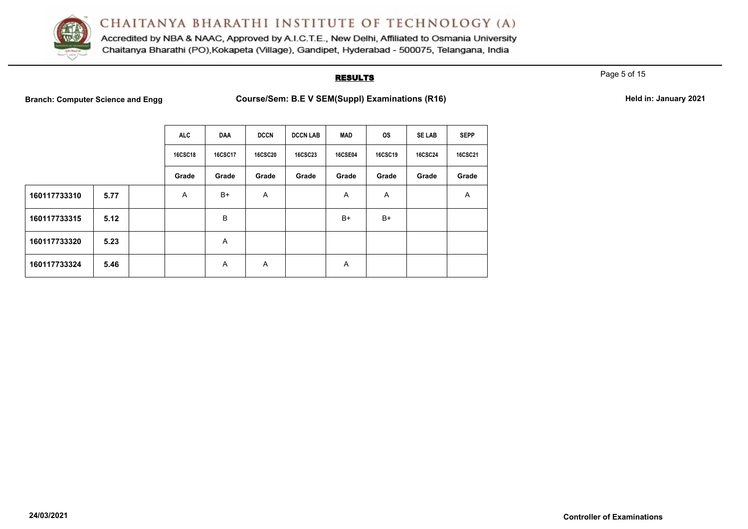# CHAITANYA BHARATHI INSTITUTE OF TECHNOLOGY (A)

Accredited by NBA & NAAC, Approved by A.I.C.T.E., New Delhi, Affiliated to Osmania University

Chaitanya Bharathi (PO),Kokapeta (Village), Gandipet, Hyderabad - 500075, Telangana, India

## RESULTS

**Branch: Computer Science and Engg** | **Course/Sem: B.E V SEM(Suppl) Examinations (R16)** | **Held in: January 2021**

| | | | ALC | DAA | DCCN | DCCN LAB | MAD | OS | SE LAB | SEPP |
|---|---|---|---|---|---|---|---|---|---|---|
| | | | 16CSC18 | 16CSC17 | 16CSC20 | 16CSC23 | 16CSE04 | 16CSC19 | 16CSC24 | 16CSC21 |
| | | | Grade | Grade | Grade | Grade | Grade | Grade | Grade | Grade |
| **160117733310** | **5.77** | | A | B+ | A | | A | A | | A |
| **160117733315** | **5.12** | | | B | | | B+ | B+ | | |
| **160117733320** | **5.23** | | | A | | | | | | |
| **160117733324** | **5.46** | | | A | A | | A | | | |

**24/03/2021**

**Controller of Examinations**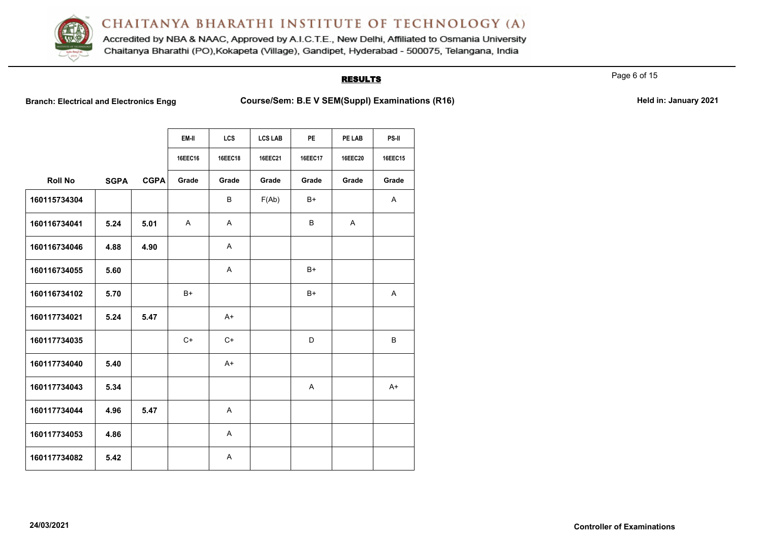# CHAITANYA BHARATHI INSTITUTE OF TECHNOLOGY (A)

Accredited by NBA & NAAC, Approved by A.I.C.T.E., New Delhi, Affiliated to Osmania University
Chaitanya Bharathi (PO),Kokapeta (Village), Gandipet, Hyderabad - 500075, Telangana, India

## RESULTS

**Branch: Electrical and Electronics Engg** **Course/Sem: B.E V SEM(Suppl) Examinations (R16)** **Held in: January 2021**

| | | | EM-II | LCS | LCS LAB | PE | PE LAB | PS-II |
|---|---|---|---|---|---|---|---|---|
| | | | 16EEC16 | 16EEC18 | 16EEC21 | 16EEC17 | 16EEC20 | 16EEC15 |
| **Roll No** | **SGPA** | **CGPA** | **Grade** | **Grade** | **Grade** | **Grade** | **Grade** | **Grade** |
| **160115734304** | | | | B | F(Ab) | B+ | | A |
| **160116734041** | **5.24** | **5.01** | A | A | | B | A | |
| **160116734046** | **4.88** | **4.90** | | A | | | | |
| **160116734055** | **5.60** | | | A | | B+ | | |
| **160116734102** | **5.70** | | B+ | | | B+ | | A |
| **160117734021** | **5.24** | **5.47** | | A+ | | | | |
| **160117734035** | | | C+ | C+ | | D | | B |
| **160117734040** | **5.40** | | | A+ | | | | |
| **160117734043** | **5.34** | | | | | A | | A+ |
| **160117734044** | **4.96** | **5.47** | | A | | | | |
| **160117734053** | **4.86** | | | A | | | | |
| **160117734082** | **5.42** | | | A | | | | |

**24/03/2021** **Controller of Examinations**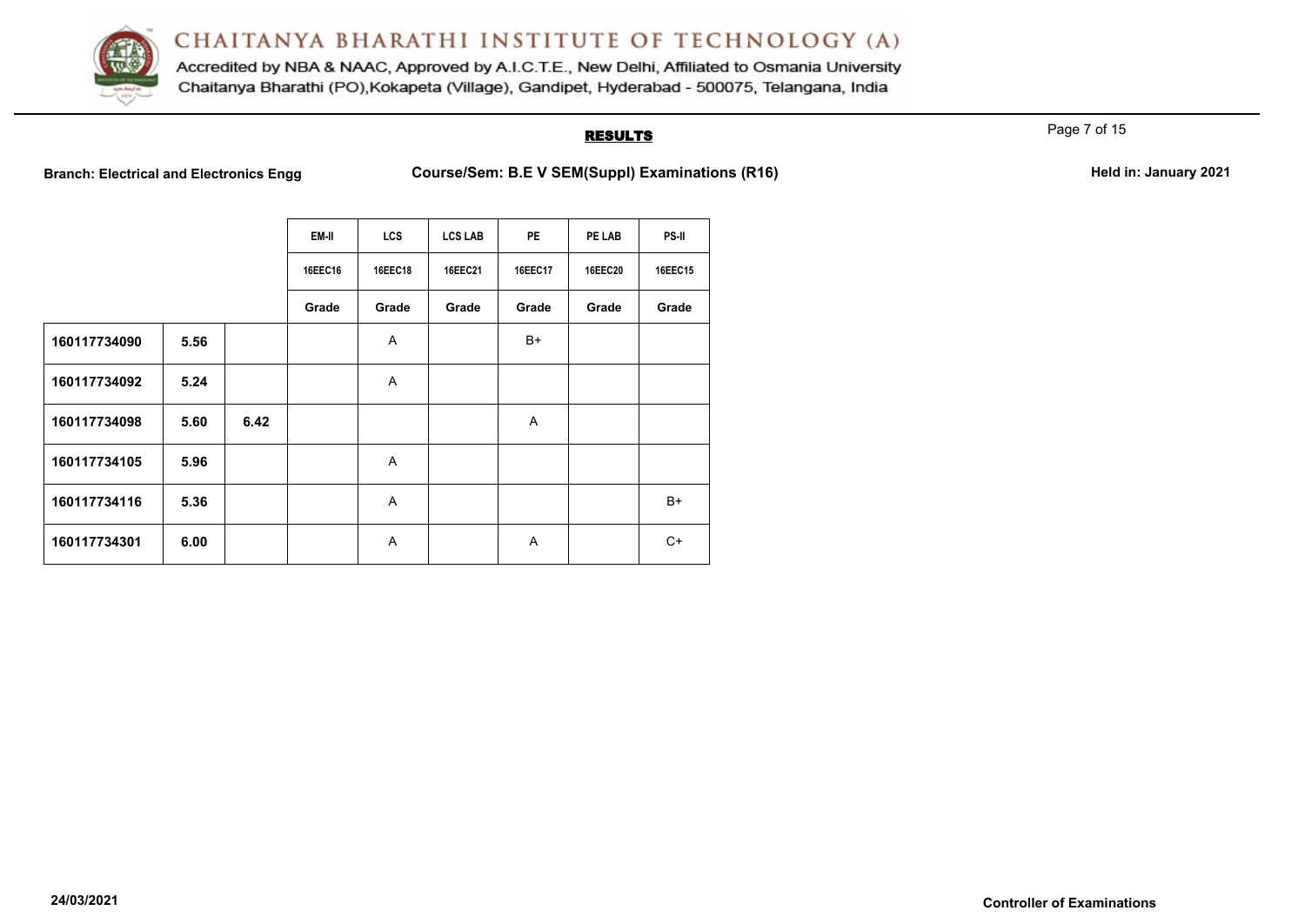# CHAITANYA BHARATHI INSTITUTE OF TECHNOLOGY (A)

Accredited by NBA & NAAC, Approved by A.I.C.T.E., New Delhi, Affiliated to Osmania University
Chaitanya Bharathi (PO),Kokapeta (Village), Gandipet, Hyderabad - 500075, Telangana, India

## RESULTS

**Branch: Electrical and Electronics Engg** | **Course/Sem: B.E V SEM(Suppl) Examinations (R16)** | **Held in: January 2021**

| | | | EM-II | LCS | LCS LAB | PE | PE LAB | PS-II |
|---|---|---|---|---|---|---|---|---|
| | | | 16EEC16 | 16EEC18 | 16EEC21 | 16EEC17 | 16EEC20 | 16EEC15 |
| | | | Grade | Grade | Grade | Grade | Grade | Grade |
| **160117734090** | **5.56** | | | A | | B+ | | |
| **160117734092** | **5.24** | | | A | | | | |
| **160117734098** | **5.60** | **6.42** | | | | A | | |
| **160117734105** | **5.96** | | | A | | | | |
| **160117734116** | **5.36** | | | A | | | | B+ |
| **160117734301** | **6.00** | | | A | | A | | C+ |

**24/03/2021** | **Controller of Examinations**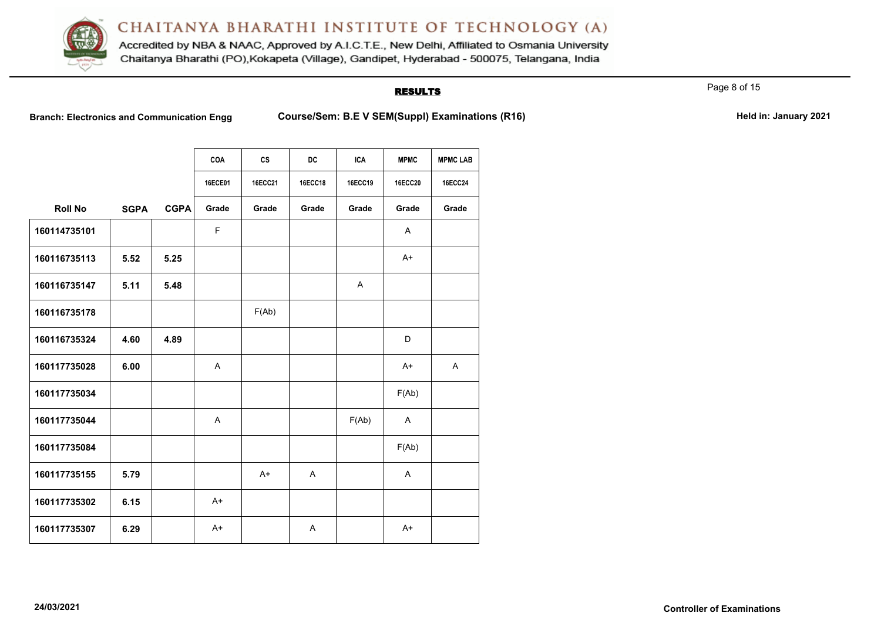# CHAITANYA BHARATHI INSTITUTE OF TECHNOLOGY (A)

Accredited by NBA & NAAC, Approved by A.I.C.T.E., New Delhi, Affiliated to Osmania University
Chaitanya Bharathi (PO),Kokapeta (Village), Gandipet, Hyderabad - 500075, Telangana, India

## RESULTS

**Branch: Electronics and Communication Engg** **Course/Sem: B.E V SEM(Suppl) Examinations (R16)** **Held in: January 2021**

| | | | COA | CS | DC | ICA | MPMC | MPMC LAB |
|---|---|---|---|---|---|---|---|---|
| | | | 16ECE01 | 16ECC21 | 16ECC18 | 16ECC19 | 16ECC20 | 16ECC24 |
| **Roll No** | **SGPA** | **CGPA** | **Grade** | **Grade** | **Grade** | **Grade** | **Grade** | **Grade** |
| **160114735101** | | | F | | | | A | |
| **160116735113** | **5.52** | **5.25** | | | | | A+ | |
| **160116735147** | **5.11** | **5.48** | | | | A | | |
| **160116735178** | | | | F(Ab) | | | | |
| **160116735324** | **4.60** | **4.89** | | | | | D | |
| **160117735028** | **6.00** | | A | | | | A+ | A |
| **160117735034** | | | | | | | F(Ab) | |
| **160117735044** | | | A | | | F(Ab) | A | |
| **160117735084** | | | | | | | F(Ab) | |
| **160117735155** | **5.79** | | | A+ | A | | A | |
| **160117735302** | **6.15** | | A+ | | | | | |
| **160117735307** | **6.29** | | A+ | | A | | A+ | |

**24/03/2021** **Controller of Examinations**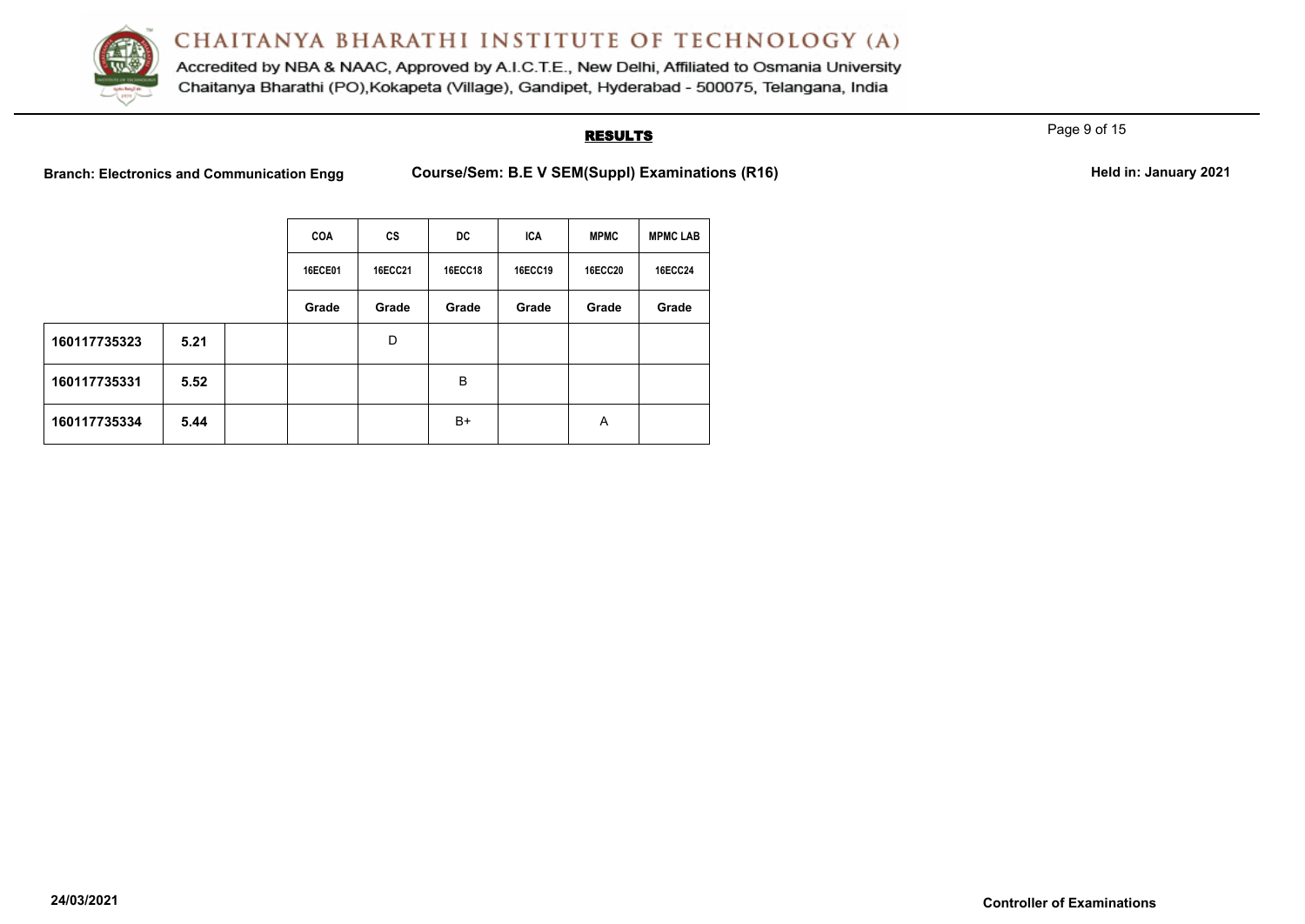## RESULTS

**Branch: Electronics and Communication Engg** **Course/Sem: B.E V SEM(Suppl) Examinations (R16)** **Held in: January 2021**

| | | | COA | CS | DC | ICA | MPMC | MPMC LAB |
|---|---|---|---|---|---|---|---|---|
| | | | 16ECE01 | 16ECC21 | 16ECC18 | 16ECC19 | 16ECC20 | 16ECC24 |
| | | | Grade | Grade | Grade | Grade | Grade | Grade |
| **160117735323** | **5.21** | | | D | | | | |
| **160117735331** | **5.52** | | | | B | | | |
| **160117735334** | **5.44** | | | | B+ | | A | |

**24/03/2021** **Controller of Examinations**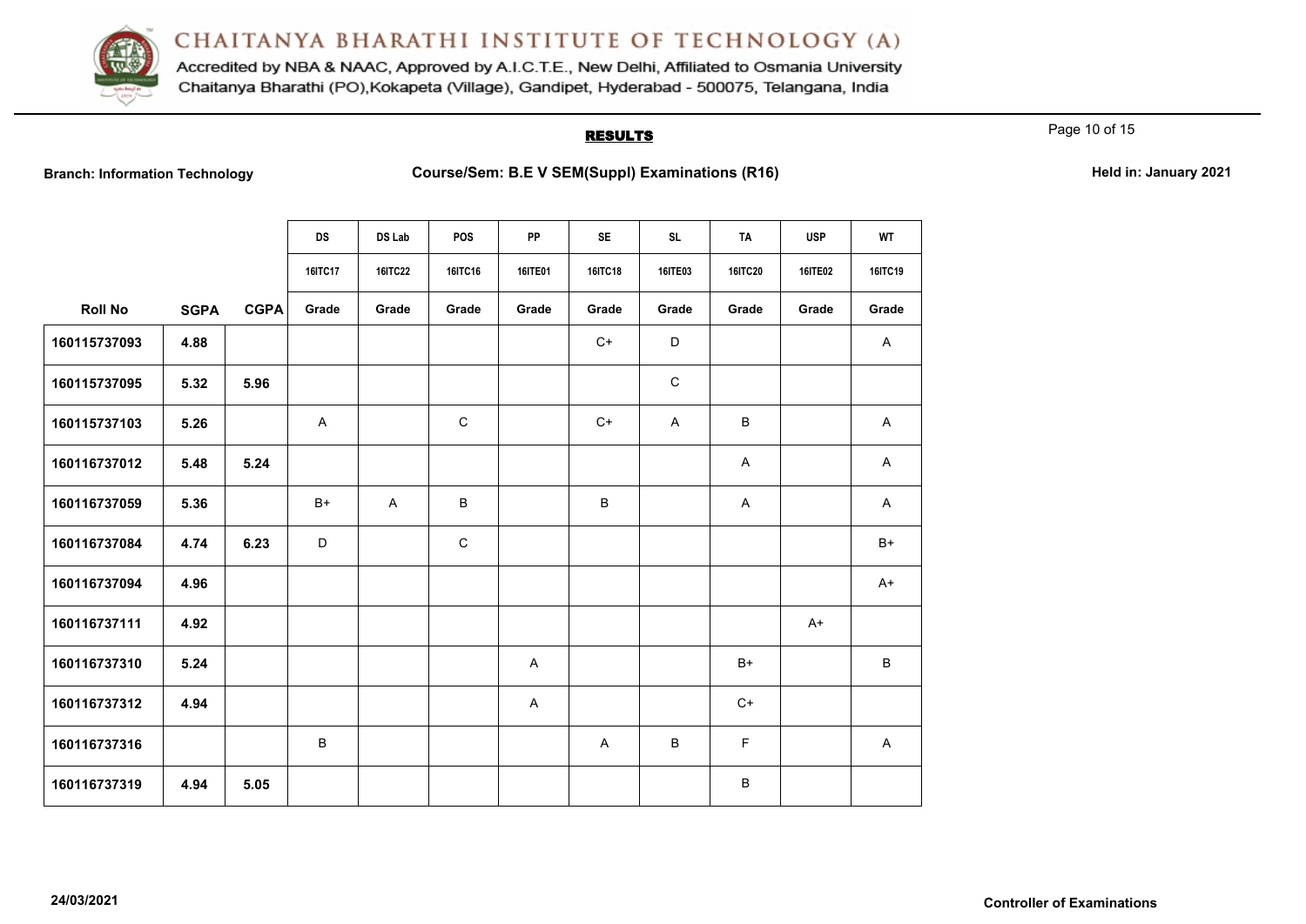# CHAITANYA BHARATHI INSTITUTE OF TECHNOLOGY (A)

Accredited by NBA & NAAC, Approved by A.I.C.T.E., New Delhi, Affiliated to Osmania University
Chaitanya Bharathi (PO),Kokapeta (Village), Gandipet, Hyderabad - 500075, Telangana, India

## RESULTS

**Branch: Information Technology** | **Course/Sem: B.E V SEM(Suppl) Examinations (R16)** | **Held in: January 2021**

| | | | DS | DS Lab | POS | PP | SE | SL | TA | USP | WT |
|---|---|---|---|---|---|---|---|---|---|---|---|
| | | | 16ITC17 | 16ITC22 | 16ITC16 | 16ITE01 | 16ITC18 | 16ITE03 | 16ITC20 | 16ITE02 | 16ITC19 |
| **Roll No** | **SGPA** | **CGPA** | Grade | Grade | Grade | Grade | Grade | Grade | Grade | Grade | Grade |
| 160115737093 | 4.88 | | | | | | C+ | D | | | A |
| 160115737095 | 5.32 | 5.96 | | | | | | C | | | |
| 160115737103 | 5.26 | | A | | C | | C+ | A | B | | A |
| 160116737012 | 5.48 | 5.24 | | | | | | | A | | A |
| 160116737059 | 5.36 | | B+ | A | B | | B | | A | | A |
| 160116737084 | 4.74 | 6.23 | D | | C | | | | | | B+ |
| 160116737094 | 4.96 | | | | | | | | | | A+ |
| 160116737111 | 4.92 | | | | | | | | | A+ | |
| 160116737310 | 5.24 | | | | | A | | | B+ | | B |
| 160116737312 | 4.94 | | | | | A | | | C+ | | |
| 160116737316 | | | B | | | | A | B | F | | A |
| 160116737319 | 4.94 | 5.05 | | | | | | | B | | |

24/03/2021

**Controller of Examinations**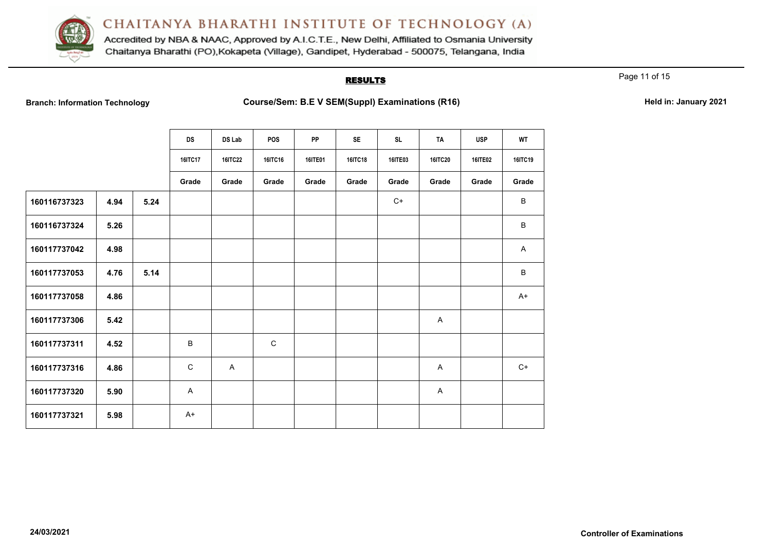# CHAITANYA BHARATHI INSTITUTE OF TECHNOLOGY (A)

Accredited by NBA & NAAC, Approved by A.I.C.T.E., New Delhi, Affiliated to Osmania University
Chaitanya Bharathi (PO),Kokapeta (Village), Gandipet, Hyderabad - 500075, Telangana, India

## RESULTS

**Branch: Information Technology** **Course/Sem: B.E V SEM(Suppl) Examinations (R16)** **Held in: January 2021**

| | | | DS | DS Lab | POS | PP | SE | SL | TA | USP | WT |
|---|---|---|---|---|---|---|---|---|---|---|---|
| | | | 16ITC17 | 16ITC22 | 16ITC16 | 16ITE01 | 16ITC18 | 16ITE03 | 16ITC20 | 16ITE02 | 16ITC19 |
| | | | Grade | Grade | Grade | Grade | Grade | Grade | Grade | Grade | Grade |
| 160116737323 | 4.94 | 5.24 | | | | | | C+ | | | B |
| 160116737324 | 5.26 | | | | | | | | | | B |
| 160117737042 | 4.98 | | | | | | | | | | A |
| 160117737053 | 4.76 | 5.14 | | | | | | | | | B |
| 160117737058 | 4.86 | | | | | | | | | | A+ |
| 160117737306 | 5.42 | | | | | | | | A | | |
| 160117737311 | 4.52 | | B | | C | | | | | | |
| 160117737316 | 4.86 | | C | A | | | | | A | | C+ |
| 160117737320 | 5.90 | | A | | | | | | A | | |
| 160117737321 | 5.98 | | A+ | | | | | | | | |

24/03/2021 **Controller of Examinations**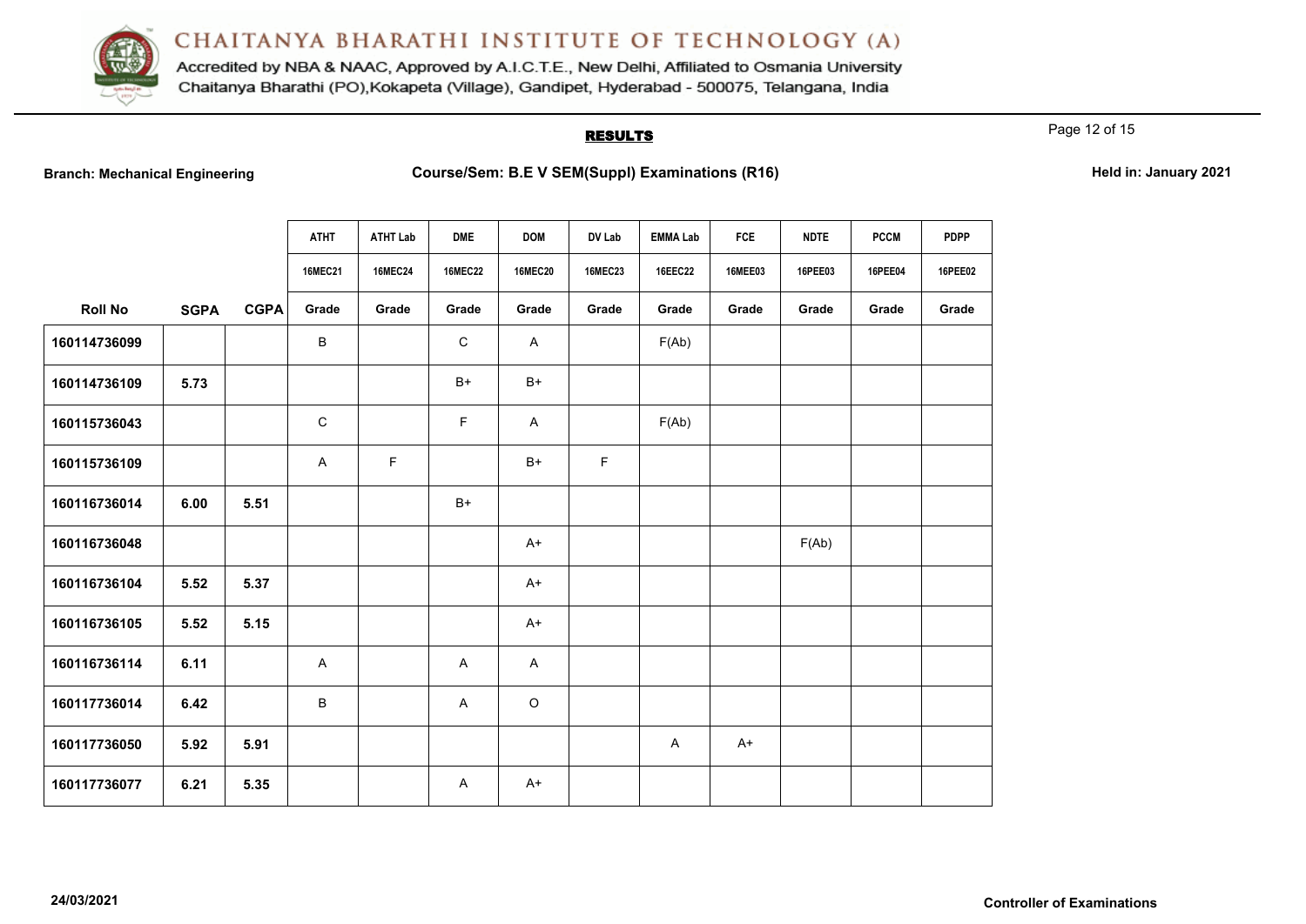# CHAITANYA BHARATHI INSTITUTE OF TECHNOLOGY (A)

Accredited by NBA & NAAC, Approved by A.I.C.T.E., New Delhi, Affiliated to Osmania University
Chaitanya Bharathi (PO),Kokapeta (Village), Gandipet, Hyderabad - 500075, Telangana, India

## RESULTS

**Branch: Mechanical Engineering** **Course/Sem: B.E V SEM(Suppl) Examinations (R16)** **Held in: January 2021**

| | | | ATHT | ATHT Lab | DME | DOM | DV Lab | EMMA Lab | FCE | NDTE | PCCM | PDPP |
|---|---|---|---|---|---|---|---|---|---|---|---|---|
| | | | 16MEC21 | 16MEC24 | 16MEC22 | 16MEC20 | 16MEC23 | 16EEC22 | 16MEE03 | 16PEE03 | 16PEE04 | 16PEE02 |
| **Roll No** | **SGPA** | **CGPA** | **Grade** | **Grade** | **Grade** | **Grade** | **Grade** | **Grade** | **Grade** | **Grade** | **Grade** | **Grade** |
| 160114736099 | | | B | | C | A | | F(Ab) | | | | |
| 160114736109 | 5.73 | | | | B+ | B+ | | | | | | |
| 160115736043 | | | C | | F | A | | F(Ab) | | | | |
| 160115736109 | | | A | F | | B+ | F | | | | | |
| 160116736014 | 6.00 | 5.51 | | | B+ | | | | | | | |
| 160116736048 | | | | | | A+ | | | | F(Ab) | | |
| 160116736104 | 5.52 | 5.37 | | | | A+ | | | | | | |
| 160116736105 | 5.52 | 5.15 | | | | A+ | | | | | | |
| 160116736114 | 6.11 | | A | | A | A | | | | | | |
| 160117736014 | 6.42 | | B | | A | O | | | | | | |
| 160117736050 | 5.92 | 5.91 | | | | | | A | A+ | | | |
| 160117736077 | 6.21 | 5.35 | | | A | A+ | | | | | | |

24/03/2021 **Controller of Examinations**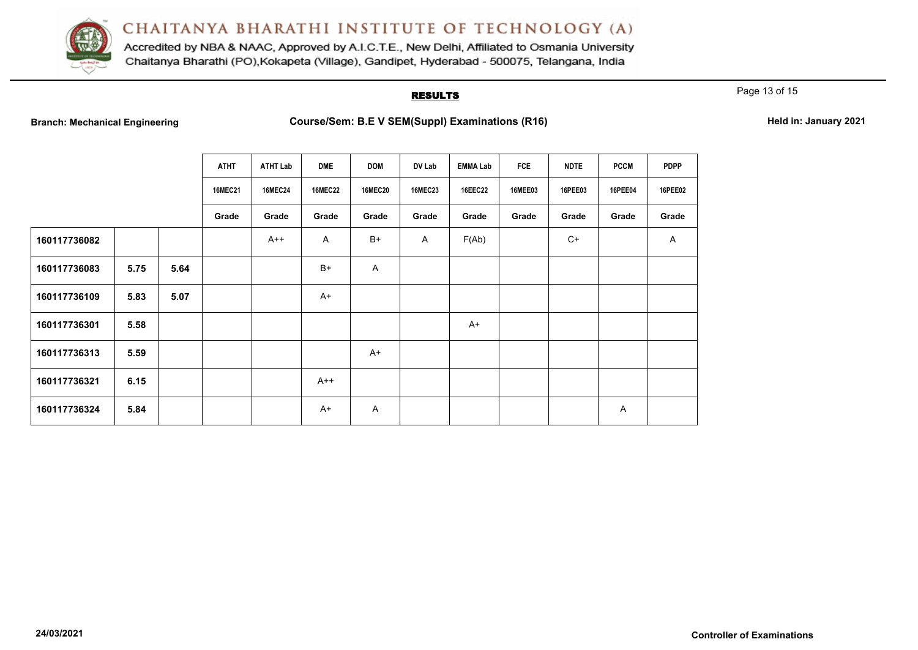# CHAITANYA BHARATHI INSTITUTE OF TECHNOLOGY (A)

Accredited by NBA & NAAC, Approved by A.I.C.T.E., New Delhi, Affiliated to Osmania University
Chaitanya Bharathi (PO),Kokapeta (Village), Gandipet, Hyderabad - 500075, Telangana, India

## RESULTS

**Branch: Mechanical Engineering** **Course/Sem: B.E V SEM(Suppl) Examinations (R16)** **Held in: January 2021**

| | | | ATHT | ATHT Lab | DME | DOM | DV Lab | EMMA Lab | FCE | NDTE | PCCM | PDPP |
|---|---|---|---|---|---|---|---|---|---|---|---|---|
| | | | 16MEC21 | 16MEC24 | 16MEC22 | 16MEC20 | 16MEC23 | 16EEC22 | 16MEE03 | 16PEE03 | 16PEE04 | 16PEE02 |
| | | | Grade | Grade | Grade | Grade | Grade | Grade | Grade | Grade | Grade | Grade |
| **160117736082** | | | | A++ | A | B+ | A | F(Ab) | | C+ | | A |
| **160117736083** | **5.75** | **5.64** | | | B+ | A | | | | | | |
| **160117736109** | **5.83** | **5.07** | | | A+ | | | | | | | |
| **160117736301** | **5.58** | | | | | | | A+ | | | | |
| **160117736313** | **5.59** | | | | | A+ | | | | | | |
| **160117736321** | **6.15** | | | | A++ | | | | | | | |
| **160117736324** | **5.84** | | | | A+ | A | | | | | A | |

**24/03/2021** **Controller of Examinations**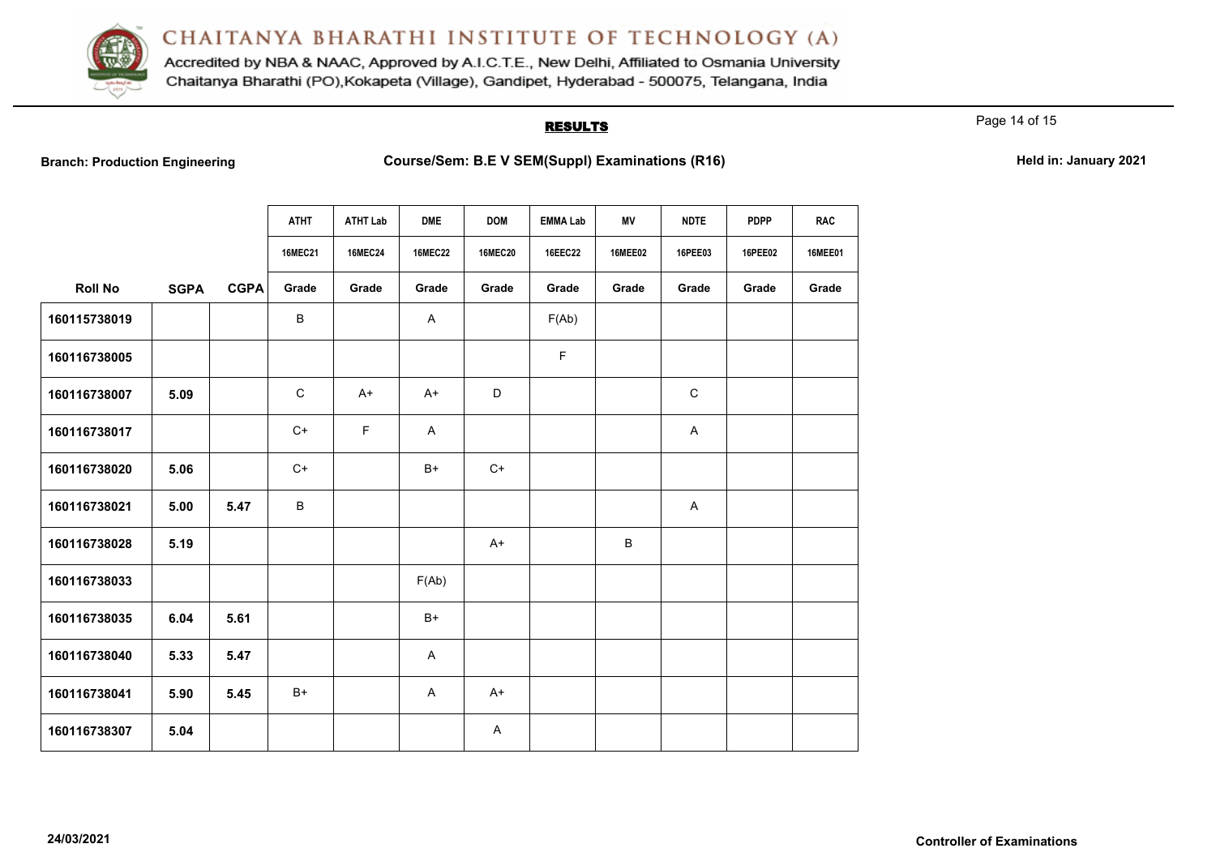# CHAITANYA BHARATHI INSTITUTE OF TECHNOLOGY (A)

Accredited by NBA & NAAC, Approved by A.I.C.T.E., New Delhi, Affiliated to Osmania University
Chaitanya Bharathi (PO),Kokapeta (Village), Gandipet, Hyderabad - 500075, Telangana, India

## RESULTS

**Branch: Production Engineering** | **Course/Sem: B.E V SEM(Suppl) Examinations (R16)** | **Held in: January 2021**

| | | | ATHT | ATHT Lab | DME | DOM | EMMA Lab | MV | NDTE | PDPP | RAC |
|---|---|---|---|---|---|---|---|---|---|---|---|
| | | | 16MEC21 | 16MEC24 | 16MEC22 | 16MEC20 | 16EEC22 | 16MEE02 | 16PEE03 | 16PEE02 | 16MEE01 |
| **Roll No** | **SGPA** | **CGPA** | **Grade** | **Grade** | **Grade** | **Grade** | **Grade** | **Grade** | **Grade** | **Grade** | **Grade** |
| 160115738019 | | | B | | A | | F(Ab) | | | | |
| 160116738005 | | | | | | | F | | | | |
| 160116738007 | 5.09 | | C | A+ | A+ | D | | | C | | |
| 160116738017 | | | C+ | F | A | | | | A | | |
| 160116738020 | 5.06 | | C+ | | B+ | C+ | | | | | |
| 160116738021 | 5.00 | 5.47 | B | | | | | | A | | |
| 160116738028 | 5.19 | | | | | A+ | | B | | | |
| 160116738033 | | | | | F(Ab) | | | | | | |
| 160116738035 | 6.04 | 5.61 | | | B+ | | | | | | |
| 160116738040 | 5.33 | 5.47 | | | A | | | | | | |
| 160116738041 | 5.90 | 5.45 | B+ | | A | A+ | | | | | |
| 160116738307 | 5.04 | | | | | A | | | | | |

**24/03/2021** | **Controller of Examinations**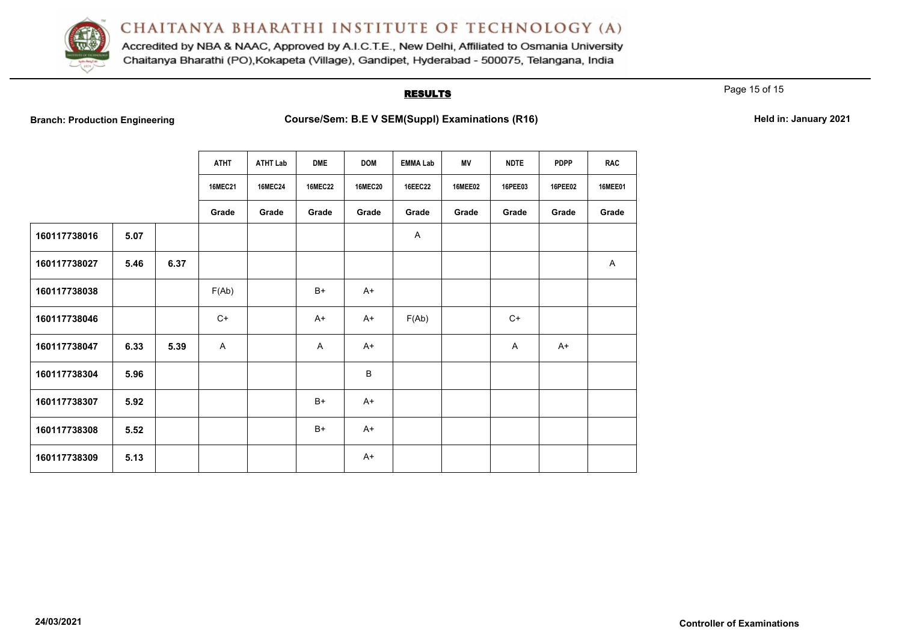# CHAITANYA BHARATHI INSTITUTE OF TECHNOLOGY (A)

Accredited by NBA & NAAC, Approved by A.I.C.T.E., New Delhi, Affiliated to Osmania University

Chaitanya Bharathi (PO),Kokapeta (Village), Gandipet, Hyderabad - 500075, Telangana, India

## RESULTS

**Branch: Production Engineering** **Course/Sem: B.E V SEM(Suppl) Examinations (R16)** **Held in: January 2021**

| | | | ATHT | ATHT Lab | DME | DOM | EMMA Lab | MV | NDTE | PDPP | RAC |
|---|---|---|---|---|---|---|---|---|---|---|---|
| | | | 16MEC21 | 16MEC24 | 16MEC22 | 16MEC20 | 16EEC22 | 16MEE02 | 16PEE03 | 16PEE02 | 16MEE01 |
| | | | Grade | Grade | Grade | Grade | Grade | Grade | Grade | Grade | Grade |
| **160117738016** | **5.07** | | | | | | A | | | | |
| **160117738027** | **5.46** | **6.37** | | | | | | | | | A |
| **160117738038** | | | F(Ab) | | B+ | A+ | | | | | |
| **160117738046** | | | C+ | | A+ | A+ | F(Ab) | | C+ | | |
| **160117738047** | **6.33** | **5.39** | A | | A | A+ | | | A | A+ | |
| **160117738304** | **5.96** | | | | | B | | | | | |
| **160117738307** | **5.92** | | | | B+ | A+ | | | | | |
| **160117738308** | **5.52** | | | | B+ | A+ | | | | | |
| **160117738309** | **5.13** | | | | | A+ | | | | | |

**24/03/2021** **Controller of Examinations**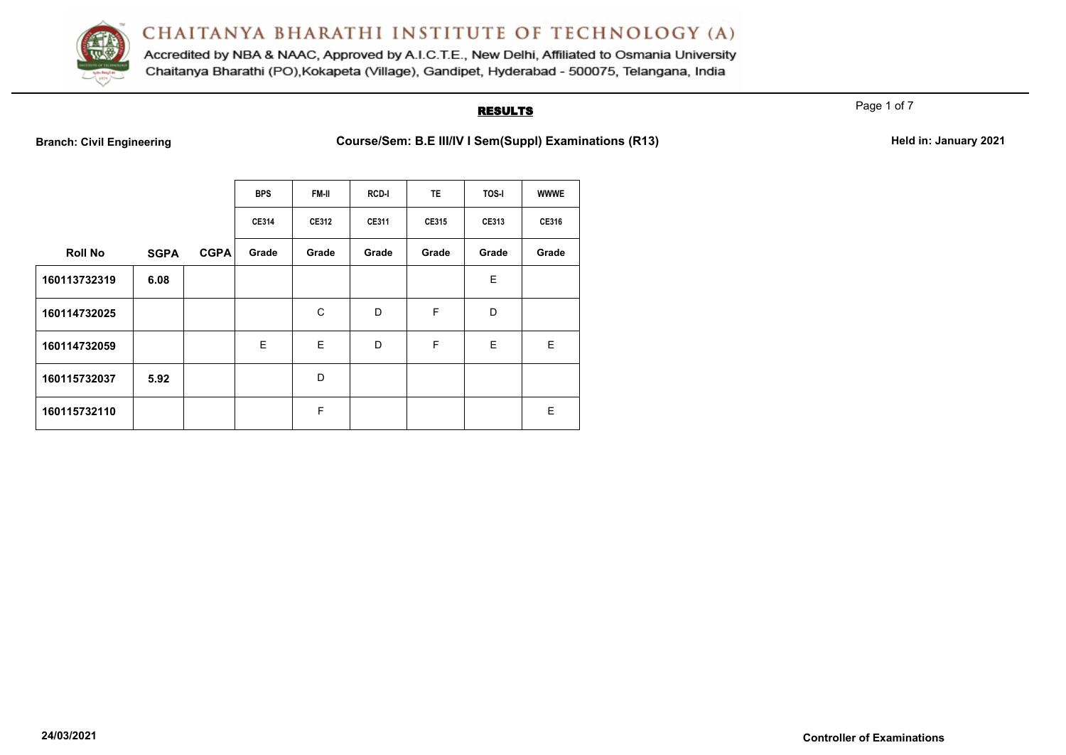# CHAITANYA BHARATHI INSTITUTE OF TECHNOLOGY (A)

Accredited by NBA & NAAC, Approved by A.I.C.T.E., New Delhi, Affiliated to Osmania University
Chaitanya Bharathi (PO),Kokapeta (Village), Gandipet, Hyderabad - 500075, Telangana, India

## RESULTS

**Branch: Civil Engineering** **Course/Sem: B.E III/IV I Sem(Suppl) Examinations (R13)** **Held in: January 2021**

| | | | BPS | FM-II | RCD-I | TE | TOS-I | WWWE |
|---|---|---|---|---|---|---|---|---|
| | | | CE314 | CE312 | CE311 | CE315 | CE313 | CE316 |
| **Roll No** | **SGPA** | **CGPA** | **Grade** | **Grade** | **Grade** | **Grade** | **Grade** | **Grade** |
| **160113732319** | **6.08** | | | | | | E | |
| **160114732025** | | | | C | D | F | D | |
| **160114732059** | | | E | E | D | F | E | E |
| **160115732037** | **5.92** | | | D | | | | |
| **160115732110** | | | | F | | | | E |

**24/03/2021** **Controller of Examinations**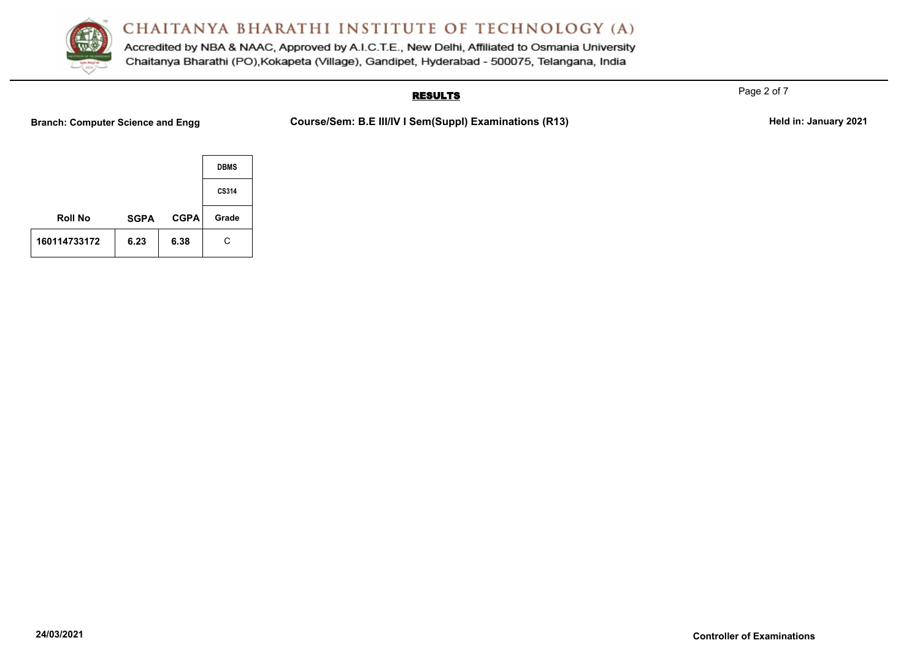# CHAITANYA BHARATHI INSTITUTE OF TECHNOLOGY (A)

Accredited by NBA & NAAC, Approved by A.I.C.T.E., New Delhi, Affiliated to Osmania University
Chaitanya Bharathi (PO),Kokapeta (Village), Gandipet, Hyderabad - 500075, Telangana, India

## RESULTS

**Branch: Computer Science and Engg** **Course/Sem: B.E III/IV I Sem(Suppl) Examinations (R13)** **Held in: January 2021**

| | | | DBMS |
|---|---|---|---|
| | | | CS314 |
| **Roll No** | **SGPA** | **CGPA** | **Grade** |
| **160114733172** | **6.23** | **6.38** | C |

**24/03/2021** **Controller of Examinations**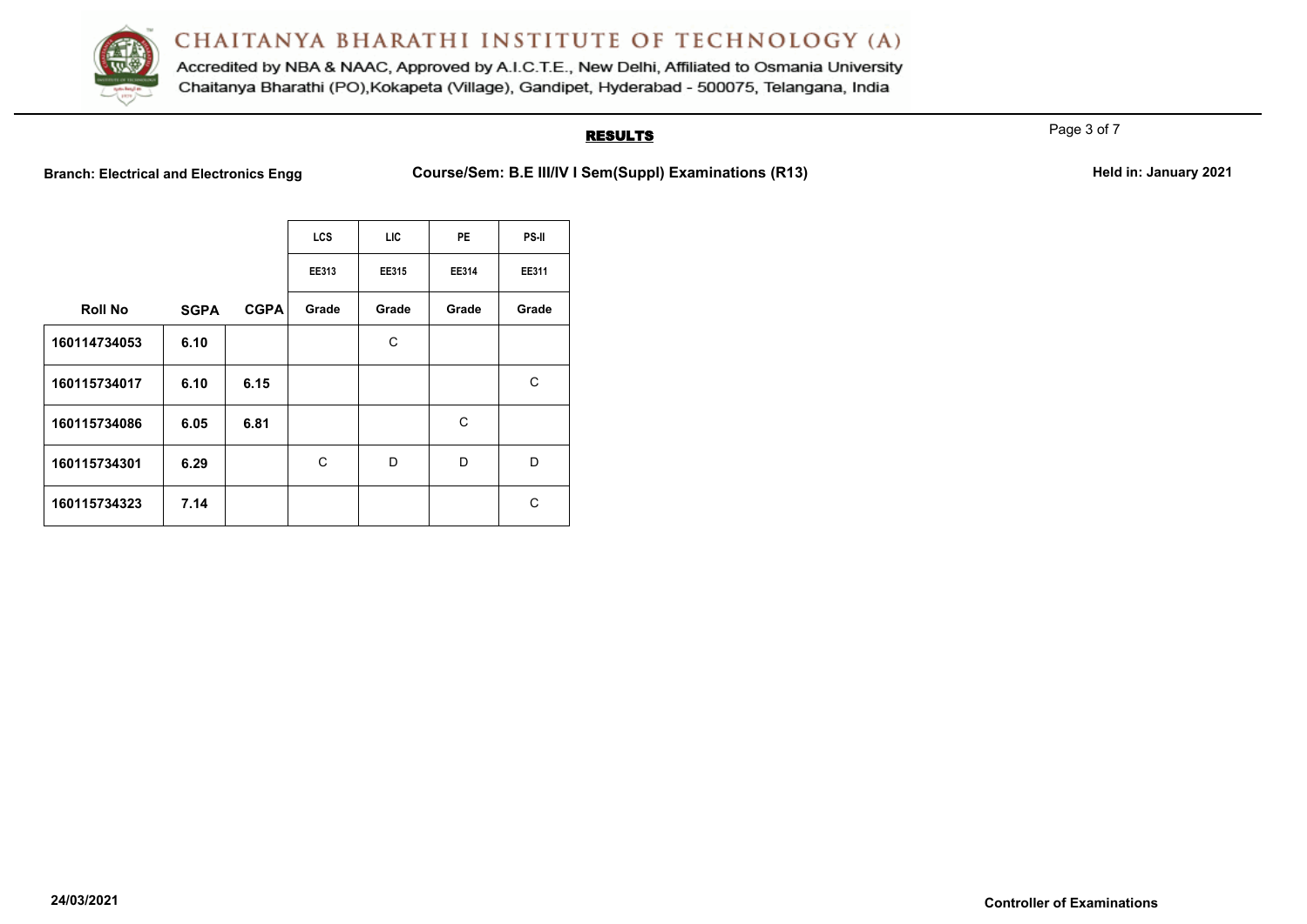# CHAITANYA BHARATHI INSTITUTE OF TECHNOLOGY (A)

Accredited by NBA & NAAC, Approved by A.I.C.T.E., New Delhi, Affiliated to Osmania University
Chaitanya Bharathi (PO),Kokapeta (Village), Gandipet, Hyderabad - 500075, Telangana, India

## RESULTS

**Branch: Electrical and Electronics Engg** | **Course/Sem: B.E III/IV I Sem(Suppl) Examinations (R13)** | **Held in: January 2021**

| | | | LCS | LIC | PE | PS-II |
|---|---|---|---|---|---|---|
| | | | EE313 | EE315 | EE314 | EE311 |
| **Roll No** | **SGPA** | **CGPA** | **Grade** | **Grade** | **Grade** | **Grade** |
| **160114734053** | **6.10** | | | C | | |
| **160115734017** | **6.10** | **6.15** | | | | C |
| **160115734086** | **6.05** | **6.81** | | | C | |
| **160115734301** | **6.29** | | C | D | D | D |
| **160115734323** | **7.14** | | | | | C |

**24/03/2021** | **Controller of Examinations**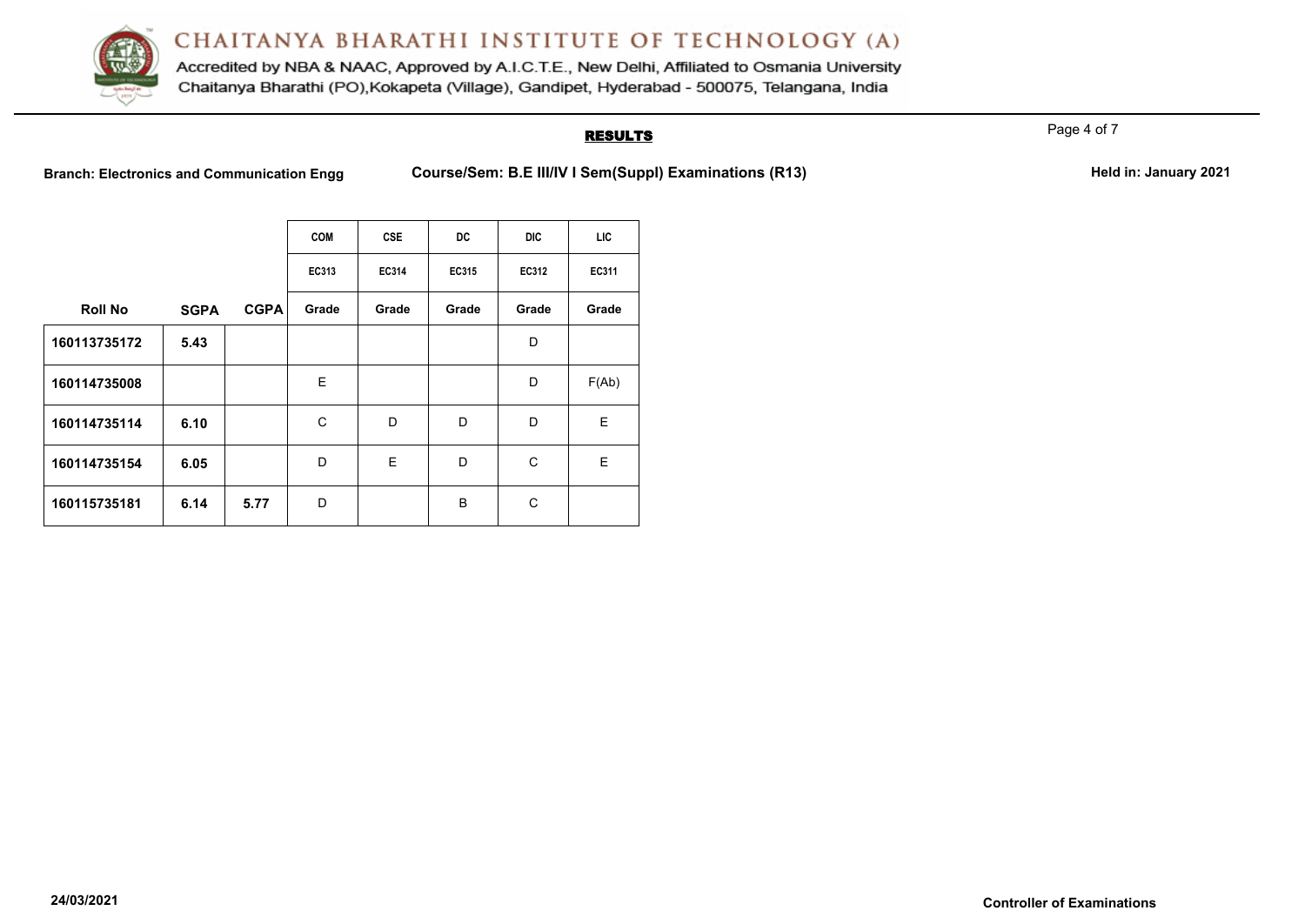# CHAITANYA BHARATHI INSTITUTE OF TECHNOLOGY (A)

Accredited by NBA & NAAC, Approved by A.I.C.T.E., New Delhi, Affiliated to Osmania University
Chaitanya Bharathi (PO),Kokapeta (Village), Gandipet, Hyderabad - 500075, Telangana, India

## RESULTS

**Branch: Electronics and Communication Engg** | **Course/Sem: B.E III/IV I Sem(Suppl) Examinations (R13)** | **Held in: January 2021**

| | | | COM | CSE | DC | DIC | LIC |
|---|---|---|---|---|---|---|---|
| | | | EC313 | EC314 | EC315 | EC312 | EC311 |
| **Roll No** | **SGPA** | **CGPA** | **Grade** | **Grade** | **Grade** | **Grade** | **Grade** |
| 160113735172 | 5.43 | | | | | D | |
| 160114735008 | | | E | | | D | F(Ab) |
| 160114735114 | 6.10 | | C | D | D | D | E |
| 160114735154 | 6.05 | | D | E | D | C | E |
| 160115735181 | 6.14 | 5.77 | D | | B | C | |

24/03/2021

**Controller of Examinations**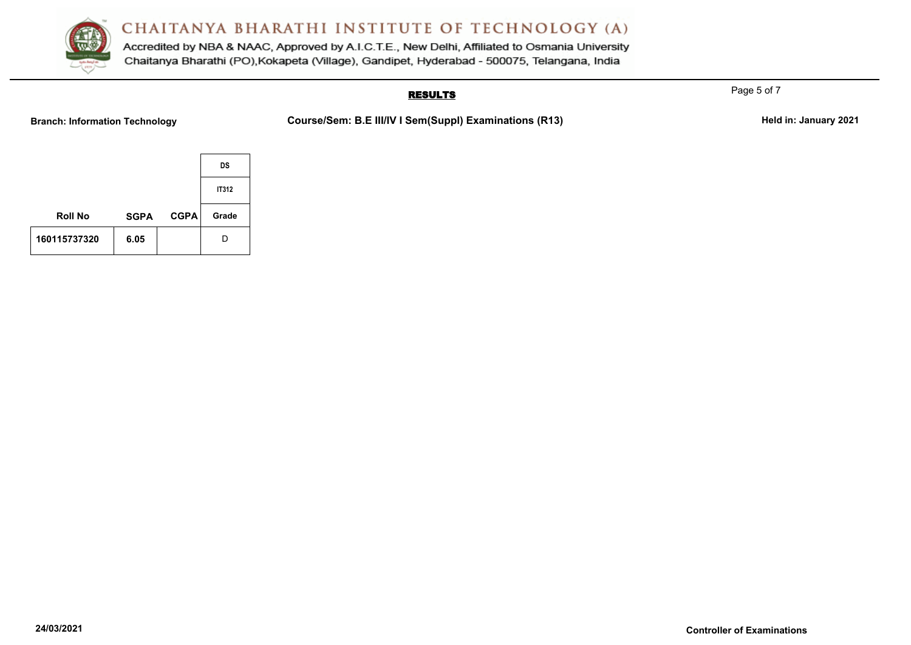# CHAITANYA BHARATHI INSTITUTE OF TECHNOLOGY (A)

Accredited by NBA & NAAC, Approved by A.I.C.T.E., New Delhi, Affiliated to Osmania University
Chaitanya Bharathi (PO),Kokapeta (Village), Gandipet, Hyderabad - 500075, Telangana, India

## RESULTS

**Branch: Information Technology** | **Course/Sem: B.E III/IV I Sem(Suppl) Examinations (R13)** | **Held in: January 2021**

| | | | DS |
|---|---|---|---|
| | | | IT312 |
| **Roll No** | **SGPA** | **CGPA** | **Grade** |
| 160115737320 | 6.05 | | D |

**24/03/2021**

**Controller of Examinations**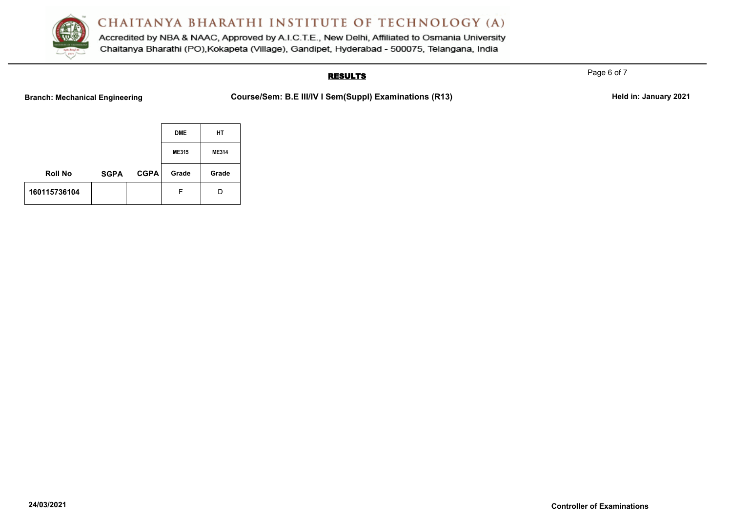# CHAITANYA BHARATHI INSTITUTE OF TECHNOLOGY (A)

Accredited by NBA & NAAC, Approved by A.I.C.T.E., New Delhi, Affiliated to Osmania University
Chaitanya Bharathi (PO),Kokapeta (Village), Gandipet, Hyderabad - 500075, Telangana, India

## RESULTS

**Branch: Mechanical Engineering** | **Course/Sem: B.E III/IV I Sem(Suppl) Examinations (R13)** | **Held in: January 2021**

| | | | DME | HT |
|---|---|---|---|---|
| | | | ME315 | ME314 |
| Roll No | SGPA | CGPA | Grade | Grade |
| 160115736104 | | | F | D |

**24/03/2021**

**Controller of Examinations**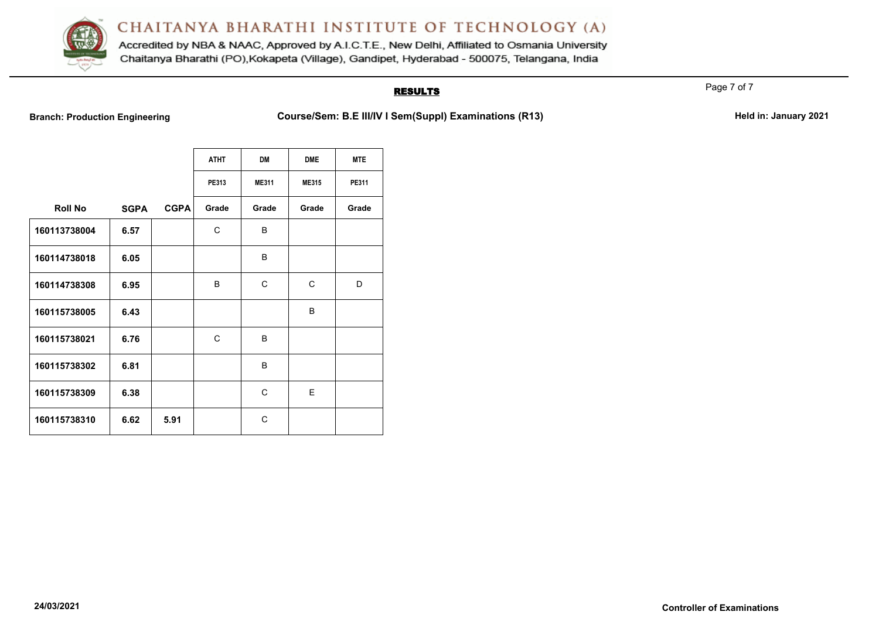# CHAITANYA BHARATHI INSTITUTE OF TECHNOLOGY (A)

Accredited by NBA & NAAC, Approved by A.I.C.T.E., New Delhi, Affiliated to Osmania University
Chaitanya Bharathi (PO),Kokapeta (Village), Gandipet, Hyderabad - 500075, Telangana, India

## RESULTS

**Branch: Production Engineering** **Course/Sem: B.E III/IV I Sem(Suppl) Examinations (R13)** **Held in: January 2021**

| | | | ATHT | DM | DME | MTE |
|---|---|---|---|---|---|---|
| | | | PE313 | ME311 | ME315 | PE311 |
| **Roll No** | **SGPA** | **CGPA** | **Grade** | **Grade** | **Grade** | **Grade** |
| **160113738004** | **6.57** | | C | B | | |
| **160114738018** | **6.05** | | | B | | |
| **160114738308** | **6.95** | | B | C | C | D |
| **160115738005** | **6.43** | | | | B | |
| **160115738021** | **6.76** | | C | B | | |
| **160115738302** | **6.81** | | | B | | |
| **160115738309** | **6.38** | | | C | E | |
| **160115738310** | **6.62** | **5.91** | | C | | |

**24/03/2021** **Controller of Examinations**